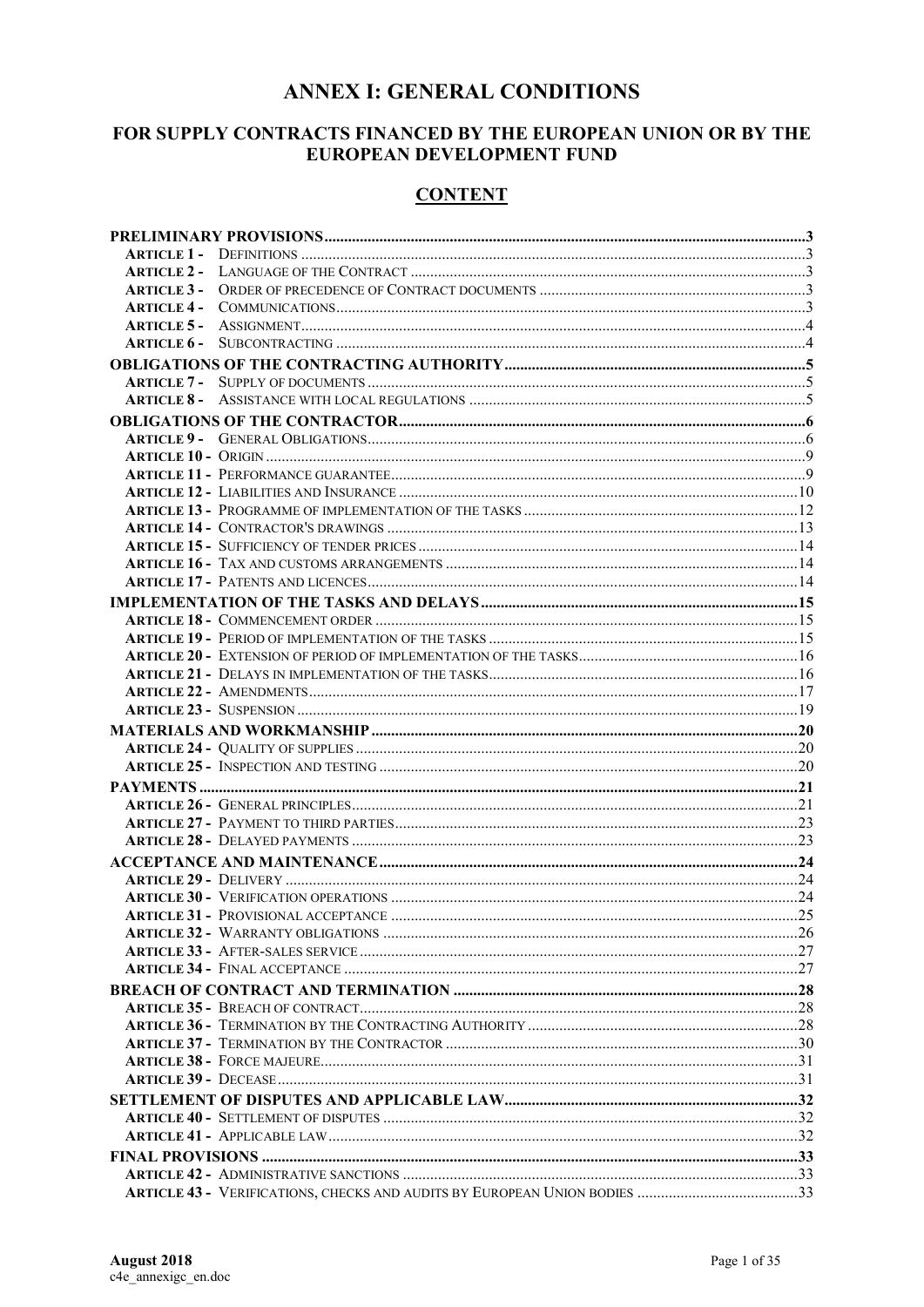# ANNEX I: GENERAL CONDITIONS

## FOR SUPPLY CONTRACTS FINANCED BY THE EUROPEAN UNION OR BY THE EUROPEAN DEVELOPMENT FUND

## CONTENT

**PRELIMINARY PROVISIONS** ........ 3
- **ARTICLE 1 -** DEFINITIONS ........ 3
- **ARTICLE 2 -** LANGUAGE OF THE CONTRACT ........ 3
- **ARTICLE 3 -** ORDER OF PRECEDENCE OF CONTRACT DOCUMENTS ........ 3
- **ARTICLE 4 -** COMMUNICATIONS ........ 3
- **ARTICLE 5 -** ASSIGNMENT ........ 4
- **ARTICLE 6 -** SUBCONTRACTING ........ 4

**OBLIGATIONS OF THE CONTRACTING AUTHORITY** ........ 5
- **ARTICLE 7 -** SUPPLY OF DOCUMENTS ........ 5
- **ARTICLE 8 -** ASSISTANCE WITH LOCAL REGULATIONS ........ 5

**OBLIGATIONS OF THE CONTRACTOR** ........ 6
- **ARTICLE 9 -** GENERAL OBLIGATIONS ........ 6
- **ARTICLE 10 -** ORIGIN ........ 9
- **ARTICLE 11 -** PERFORMANCE GUARANTEE ........ 9
- **ARTICLE 12 -** LIABILITIES AND INSURANCE ........ 10
- **ARTICLE 13 -** PROGRAMME OF IMPLEMENTATION OF THE TASKS ........ 12
- **ARTICLE 14 -** CONTRACTOR'S DRAWINGS ........ 13
- **ARTICLE 15 -** SUFFICIENCY OF TENDER PRICES ........ 14
- **ARTICLE 16 -** TAX AND CUSTOMS ARRANGEMENTS ........ 14
- **ARTICLE 17 -** PATENTS AND LICENCES ........ 14

**IMPLEMENTATION OF THE TASKS AND DELAYS** ........ 15
- **ARTICLE 18 -** COMMENCEMENT ORDER ........ 15
- **ARTICLE 19 -** PERIOD OF IMPLEMENTATION OF THE TASKS ........ 15
- **ARTICLE 20 -** EXTENSION OF PERIOD OF IMPLEMENTATION OF THE TASKS ........ 16
- **ARTICLE 21 -** DELAYS IN IMPLEMENTATION OF THE TASKS ........ 16
- **ARTICLE 22 -** AMENDMENTS ........ 17
- **ARTICLE 23 -** SUSPENSION ........ 19

**MATERIALS AND WORKMANSHIP** ........ 20
- **ARTICLE 24 -** QUALITY OF SUPPLIES ........ 20
- **ARTICLE 25 -** INSPECTION AND TESTING ........ 20

**PAYMENTS** ........ 21
- **ARTICLE 26 -** GENERAL PRINCIPLES ........ 21
- **ARTICLE 27 -** PAYMENT TO THIRD PARTIES ........ 23
- **ARTICLE 28 -** DELAYED PAYMENTS ........ 23

**ACCEPTANCE AND MAINTENANCE** ........ 24
- **ARTICLE 29 -** DELIVERY ........ 24
- **ARTICLE 30 -** VERIFICATION OPERATIONS ........ 24
- **ARTICLE 31 -** PROVISIONAL ACCEPTANCE ........ 25
- **ARTICLE 32 -** WARRANTY OBLIGATIONS ........ 26
- **ARTICLE 33 -** AFTER-SALES SERVICE ........ 27
- **ARTICLE 34 -** FINAL ACCEPTANCE ........ 27

**BREACH OF CONTRACT AND TERMINATION** ........ 28
- **ARTICLE 35 -** BREACH OF CONTRACT ........ 28
- **ARTICLE 36 -** TERMINATION BY THE CONTRACTING AUTHORITY ........ 28
- **ARTICLE 37 -** TERMINATION BY THE CONTRACTOR ........ 30
- **ARTICLE 38 -** FORCE MAJEURE ........ 31
- **ARTICLE 39 -** DECEASE ........ 31

**SETTLEMENT OF DISPUTES AND APPLICABLE LAW** ........ 32
- **ARTICLE 40 -** SETTLEMENT OF DISPUTES ........ 32
- **ARTICLE 41 -** APPLICABLE LAW ........ 32

**FINAL PROVISIONS** ........ 33
- **ARTICLE 42 -** ADMINISTRATIVE SANCTIONS ........ 33
- **ARTICLE 43 -** VERIFICATIONS, CHECKS AND AUDITS BY EUROPEAN UNION BODIES ........ 33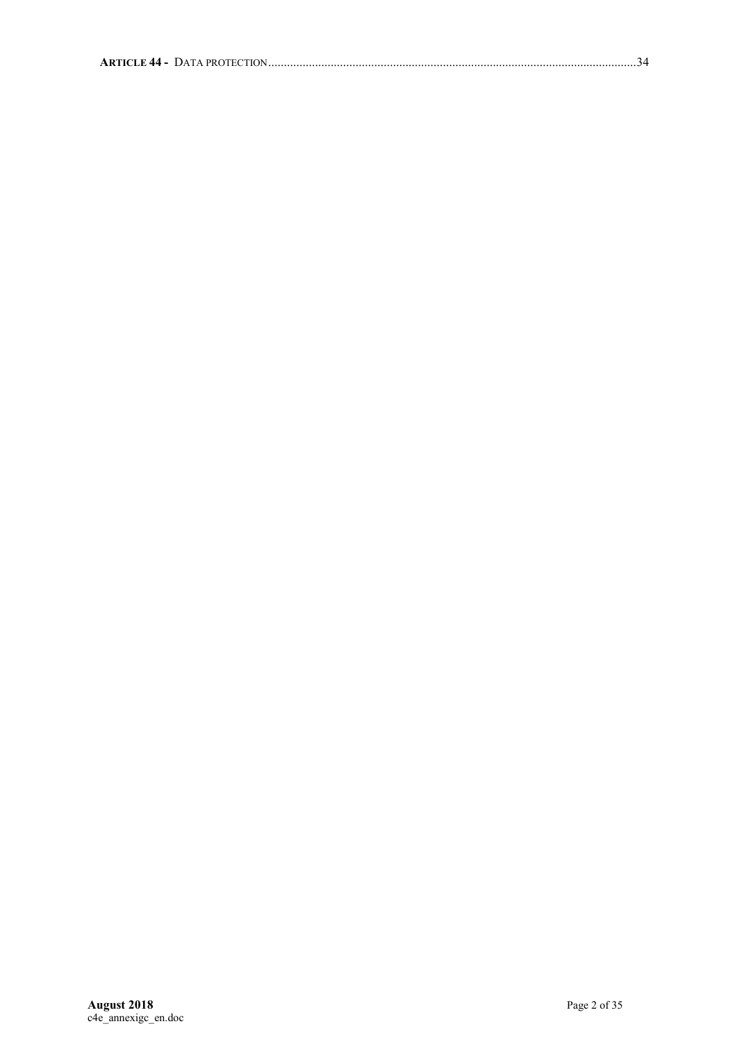**ARTICLE 44 -** DATA PROTECTION......................................................................................................................34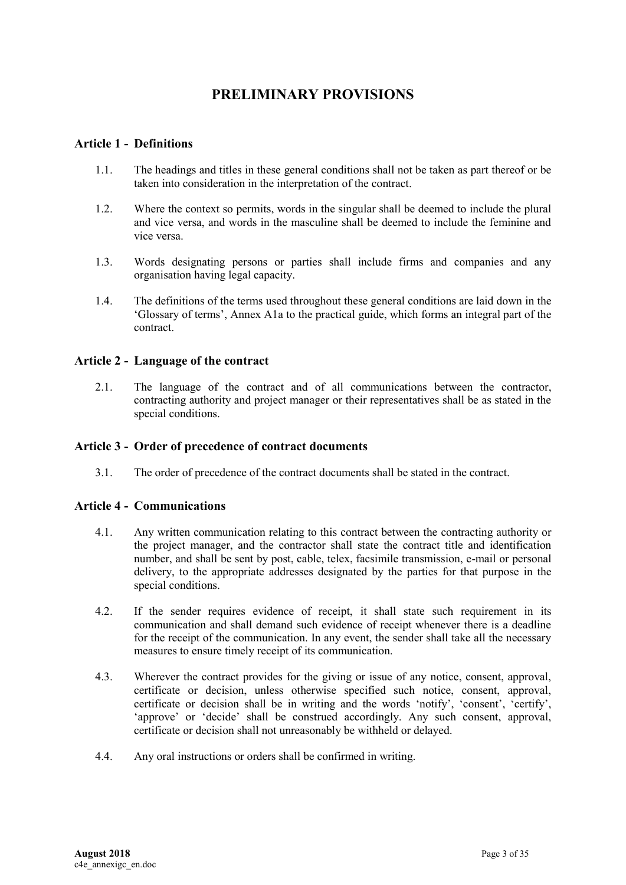# PRELIMINARY PROVISIONS

## Article 1 - Definitions

1.1. The headings and titles in these general conditions shall not be taken as part thereof or be taken into consideration in the interpretation of the contract.

1.2. Where the context so permits, words in the singular shall be deemed to include the plural and vice versa, and words in the masculine shall be deemed to include the feminine and vice versa.

1.3. Words designating persons or parties shall include firms and companies and any organisation having legal capacity.

1.4. The definitions of the terms used throughout these general conditions are laid down in the 'Glossary of terms', Annex A1a to the practical guide, which forms an integral part of the contract.

## Article 2 - Language of the contract

2.1. The language of the contract and of all communications between the contractor, contracting authority and project manager or their representatives shall be as stated in the special conditions.

## Article 3 - Order of precedence of contract documents

3.1. The order of precedence of the contract documents shall be stated in the contract.

## Article 4 - Communications

4.1. Any written communication relating to this contract between the contracting authority or the project manager, and the contractor shall state the contract title and identification number, and shall be sent by post, cable, telex, facsimile transmission, e-mail or personal delivery, to the appropriate addresses designated by the parties for that purpose in the special conditions.

4.2. If the sender requires evidence of receipt, it shall state such requirement in its communication and shall demand such evidence of receipt whenever there is a deadline for the receipt of the communication. In any event, the sender shall take all the necessary measures to ensure timely receipt of its communication.

4.3. Wherever the contract provides for the giving or issue of any notice, consent, approval, certificate or decision, unless otherwise specified such notice, consent, approval, certificate or decision shall be in writing and the words 'notify', 'consent', 'certify', 'approve' or 'decide' shall be construed accordingly. Any such consent, approval, certificate or decision shall not unreasonably be withheld or delayed.

4.4. Any oral instructions or orders shall be confirmed in writing.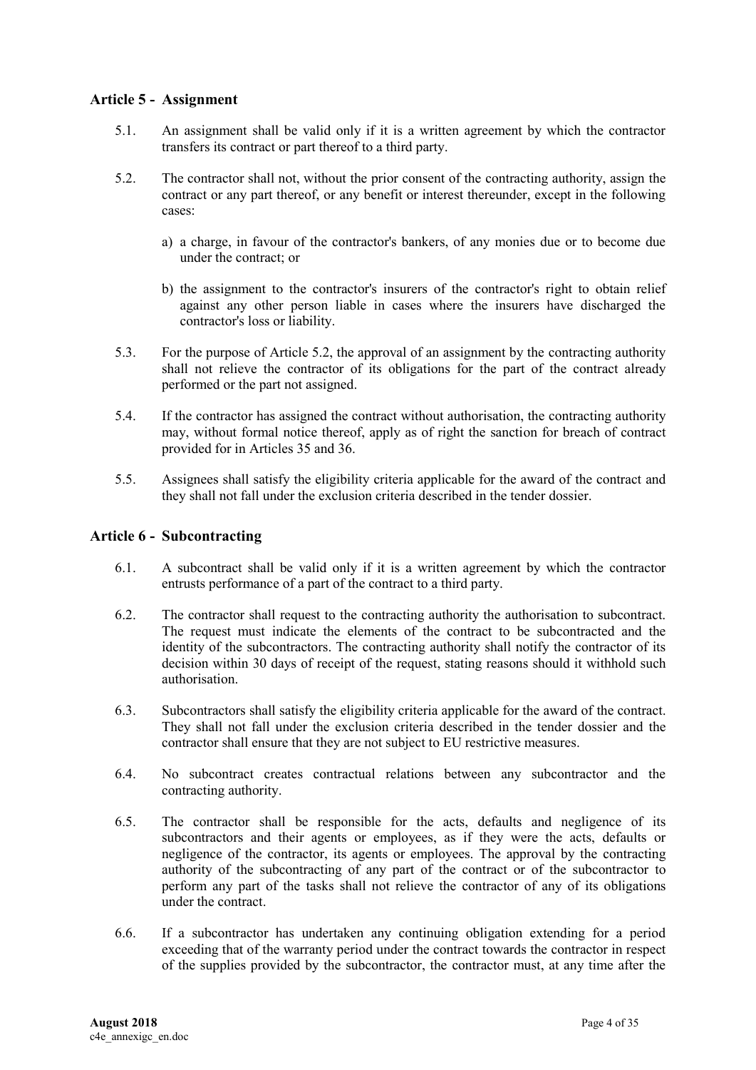## Article 5 - Assignment

5.1. An assignment shall be valid only if it is a written agreement by which the contractor transfers its contract or part thereof to a third party.

5.2. The contractor shall not, without the prior consent of the contracting authority, assign the contract or any part thereof, or any benefit or interest thereunder, except in the following cases:

a) a charge, in favour of the contractor's bankers, of any monies due or to become due under the contract; or

b) the assignment to the contractor's insurers of the contractor's right to obtain relief against any other person liable in cases where the insurers have discharged the contractor's loss or liability.

5.3. For the purpose of Article 5.2, the approval of an assignment by the contracting authority shall not relieve the contractor of its obligations for the part of the contract already performed or the part not assigned.

5.4. If the contractor has assigned the contract without authorisation, the contracting authority may, without formal notice thereof, apply as of right the sanction for breach of contract provided for in Articles 35 and 36.

5.5. Assignees shall satisfy the eligibility criteria applicable for the award of the contract and they shall not fall under the exclusion criteria described in the tender dossier.

## Article 6 - Subcontracting

6.1. A subcontract shall be valid only if it is a written agreement by which the contractor entrusts performance of a part of the contract to a third party.

6.2. The contractor shall request to the contracting authority the authorisation to subcontract. The request must indicate the elements of the contract to be subcontracted and the identity of the subcontractors. The contracting authority shall notify the contractor of its decision within 30 days of receipt of the request, stating reasons should it withhold such authorisation.

6.3. Subcontractors shall satisfy the eligibility criteria applicable for the award of the contract. They shall not fall under the exclusion criteria described in the tender dossier and the contractor shall ensure that they are not subject to EU restrictive measures.

6.4. No subcontract creates contractual relations between any subcontractor and the contracting authority.

6.5. The contractor shall be responsible for the acts, defaults and negligence of its subcontractors and their agents or employees, as if they were the acts, defaults or negligence of the contractor, its agents or employees. The approval by the contracting authority of the subcontracting of any part of the contract or of the subcontractor to perform any part of the tasks shall not relieve the contractor of any of its obligations under the contract.

6.6. If a subcontractor has undertaken any continuing obligation extending for a period exceeding that of the warranty period under the contract towards the contractor in respect of the supplies provided by the subcontractor, the contractor must, at any time after the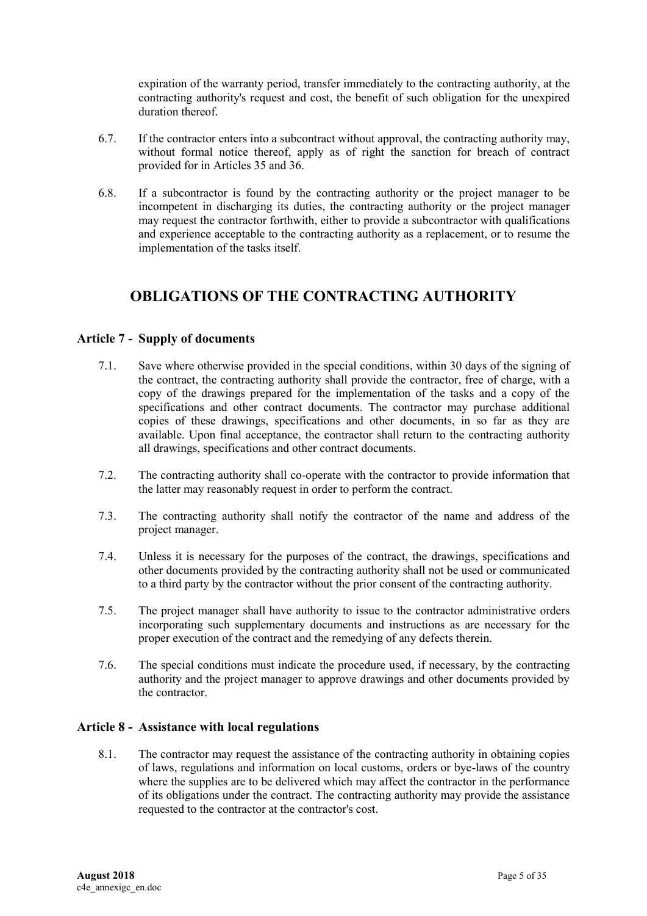expiration of the warranty period, transfer immediately to the contracting authority, at the contracting authority's request and cost, the benefit of such obligation for the unexpired duration thereof.

6.7. If the contractor enters into a subcontract without approval, the contracting authority may, without formal notice thereof, apply as of right the sanction for breach of contract provided for in Articles 35 and 36.

6.8. If a subcontractor is found by the contracting authority or the project manager to be incompetent in discharging its duties, the contracting authority or the project manager may request the contractor forthwith, either to provide a subcontractor with qualifications and experience acceptable to the contracting authority as a replacement, or to resume the implementation of the tasks itself.

# OBLIGATIONS OF THE CONTRACTING AUTHORITY

## Article 7 - Supply of documents

7.1. Save where otherwise provided in the special conditions, within 30 days of the signing of the contract, the contracting authority shall provide the contractor, free of charge, with a copy of the drawings prepared for the implementation of the tasks and a copy of the specifications and other contract documents. The contractor may purchase additional copies of these drawings, specifications and other documents, in so far as they are available. Upon final acceptance, the contractor shall return to the contracting authority all drawings, specifications and other contract documents.

7.2. The contracting authority shall co-operate with the contractor to provide information that the latter may reasonably request in order to perform the contract.

7.3. The contracting authority shall notify the contractor of the name and address of the project manager.

7.4. Unless it is necessary for the purposes of the contract, the drawings, specifications and other documents provided by the contracting authority shall not be used or communicated to a third party by the contractor without the prior consent of the contracting authority.

7.5. The project manager shall have authority to issue to the contractor administrative orders incorporating such supplementary documents and instructions as are necessary for the proper execution of the contract and the remedying of any defects therein.

7.6. The special conditions must indicate the procedure used, if necessary, by the contracting authority and the project manager to approve drawings and other documents provided by the contractor.

## Article 8 - Assistance with local regulations

8.1. The contractor may request the assistance of the contracting authority in obtaining copies of laws, regulations and information on local customs, orders or bye-laws of the country where the supplies are to be delivered which may affect the contractor in the performance of its obligations under the contract. The contracting authority may provide the assistance requested to the contractor at the contractor's cost.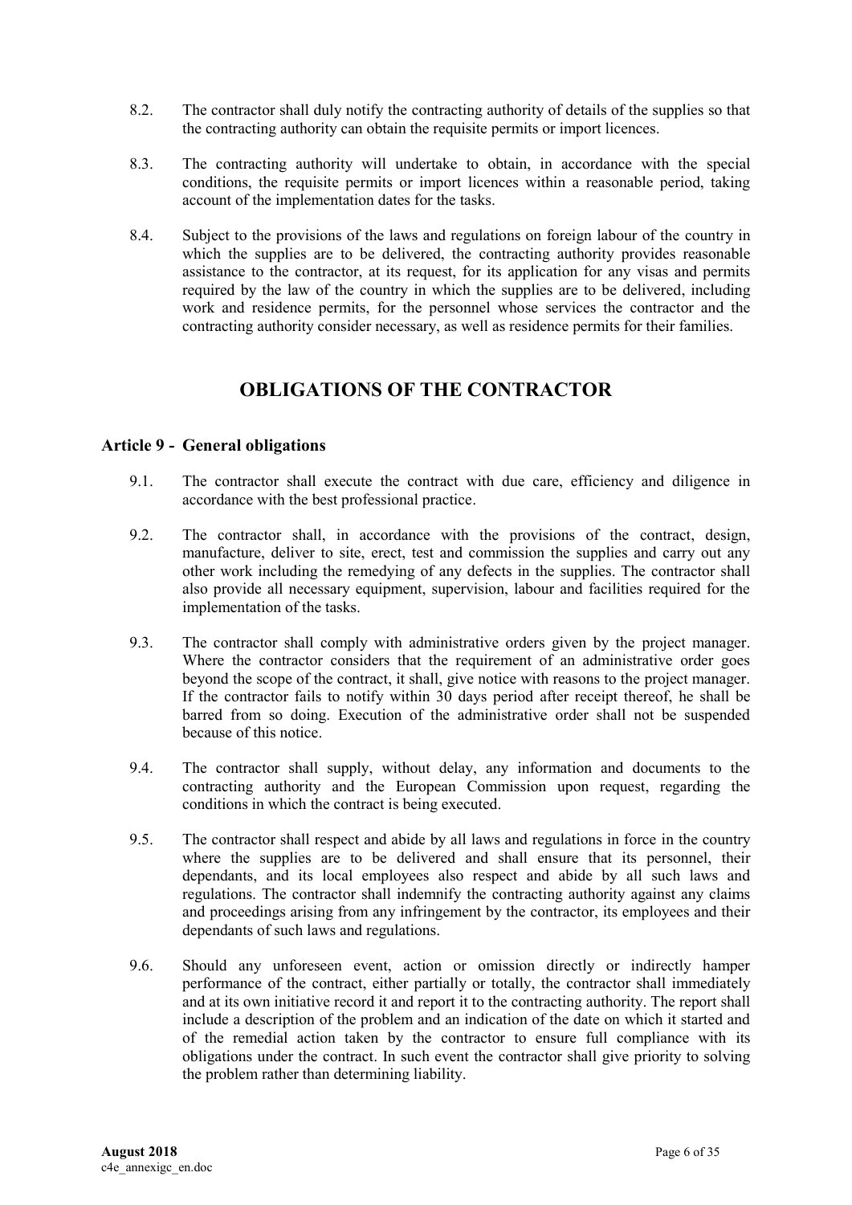8.2. The contractor shall duly notify the contracting authority of details of the supplies so that the contracting authority can obtain the requisite permits or import licences.

8.3. The contracting authority will undertake to obtain, in accordance with the special conditions, the requisite permits or import licences within a reasonable period, taking account of the implementation dates for the tasks.

8.4. Subject to the provisions of the laws and regulations on foreign labour of the country in which the supplies are to be delivered, the contracting authority provides reasonable assistance to the contractor, at its request, for its application for any visas and permits required by the law of the country in which the supplies are to be delivered, including work and residence permits, for the personnel whose services the contractor and the contracting authority consider necessary, as well as residence permits for their families.

# OBLIGATIONS OF THE CONTRACTOR

## Article 9 - General obligations

9.1. The contractor shall execute the contract with due care, efficiency and diligence in accordance with the best professional practice.

9.2. The contractor shall, in accordance with the provisions of the contract, design, manufacture, deliver to site, erect, test and commission the supplies and carry out any other work including the remedying of any defects in the supplies. The contractor shall also provide all necessary equipment, supervision, labour and facilities required for the implementation of the tasks.

9.3. The contractor shall comply with administrative orders given by the project manager. Where the contractor considers that the requirement of an administrative order goes beyond the scope of the contract, it shall, give notice with reasons to the project manager. If the contractor fails to notify within 30 days period after receipt thereof, he shall be barred from so doing. Execution of the administrative order shall not be suspended because of this notice.

9.4. The contractor shall supply, without delay, any information and documents to the contracting authority and the European Commission upon request, regarding the conditions in which the contract is being executed.

9.5. The contractor shall respect and abide by all laws and regulations in force in the country where the supplies are to be delivered and shall ensure that its personnel, their dependants, and its local employees also respect and abide by all such laws and regulations. The contractor shall indemnify the contracting authority against any claims and proceedings arising from any infringement by the contractor, its employees and their dependants of such laws and regulations.

9.6. Should any unforeseen event, action or omission directly or indirectly hamper performance of the contract, either partially or totally, the contractor shall immediately and at its own initiative record it and report it to the contracting authority. The report shall include a description of the problem and an indication of the date on which it started and of the remedial action taken by the contractor to ensure full compliance with its obligations under the contract. In such event the contractor shall give priority to solving the problem rather than determining liability.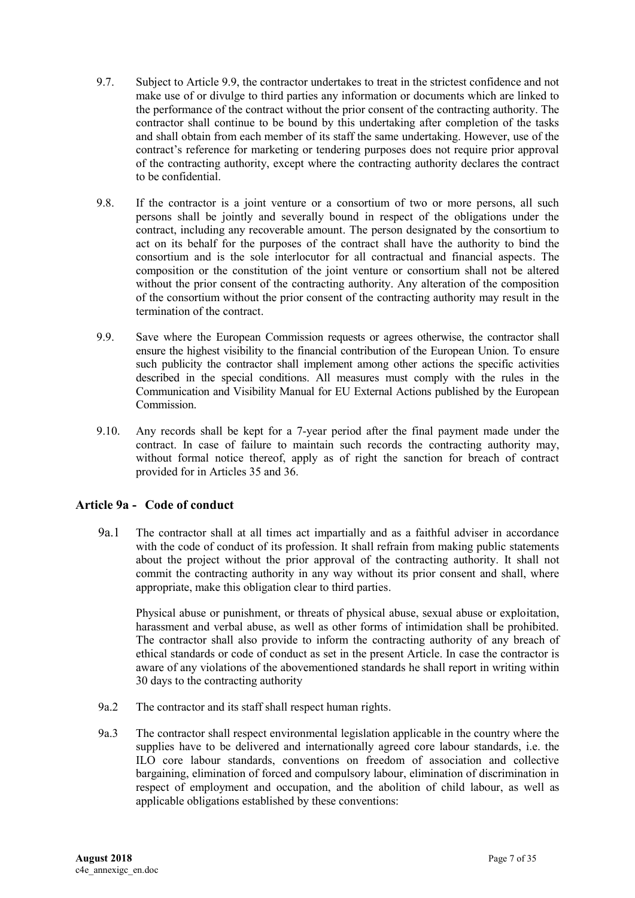9.7. Subject to Article 9.9, the contractor undertakes to treat in the strictest confidence and not make use of or divulge to third parties any information or documents which are linked to the performance of the contract without the prior consent of the contracting authority. The contractor shall continue to be bound by this undertaking after completion of the tasks and shall obtain from each member of its staff the same undertaking. However, use of the contract's reference for marketing or tendering purposes does not require prior approval of the contracting authority, except where the contracting authority declares the contract to be confidential.

9.8. If the contractor is a joint venture or a consortium of two or more persons, all such persons shall be jointly and severally bound in respect of the obligations under the contract, including any recoverable amount. The person designated by the consortium to act on its behalf for the purposes of the contract shall have the authority to bind the consortium and is the sole interlocutor for all contractual and financial aspects. The composition or the constitution of the joint venture or consortium shall not be altered without the prior consent of the contracting authority. Any alteration of the composition of the consortium without the prior consent of the contracting authority may result in the termination of the contract.

9.9. Save where the European Commission requests or agrees otherwise, the contractor shall ensure the highest visibility to the financial contribution of the European Union. To ensure such publicity the contractor shall implement among other actions the specific activities described in the special conditions. All measures must comply with the rules in the Communication and Visibility Manual for EU External Actions published by the European Commission.

9.10. Any records shall be kept for a 7-year period after the final payment made under the contract. In case of failure to maintain such records the contracting authority may, without formal notice thereof, apply as of right the sanction for breach of contract provided for in Articles 35 and 36.

## Article 9a - Code of conduct

9a.1 The contractor shall at all times act impartially and as a faithful adviser in accordance with the code of conduct of its profession. It shall refrain from making public statements about the project without the prior approval of the contracting authority. It shall not commit the contracting authority in any way without its prior consent and shall, where appropriate, make this obligation clear to third parties.

Physical abuse or punishment, or threats of physical abuse, sexual abuse or exploitation, harassment and verbal abuse, as well as other forms of intimidation shall be prohibited. The contractor shall also provide to inform the contracting authority of any breach of ethical standards or code of conduct as set in the present Article. In case the contractor is aware of any violations of the abovementioned standards he shall report in writing within 30 days to the contracting authority

9a.2 The contractor and its staff shall respect human rights.

9a.3 The contractor shall respect environmental legislation applicable in the country where the supplies have to be delivered and internationally agreed core labour standards, i.e. the ILO core labour standards, conventions on freedom of association and collective bargaining, elimination of forced and compulsory labour, elimination of discrimination in respect of employment and occupation, and the abolition of child labour, as well as applicable obligations established by these conventions: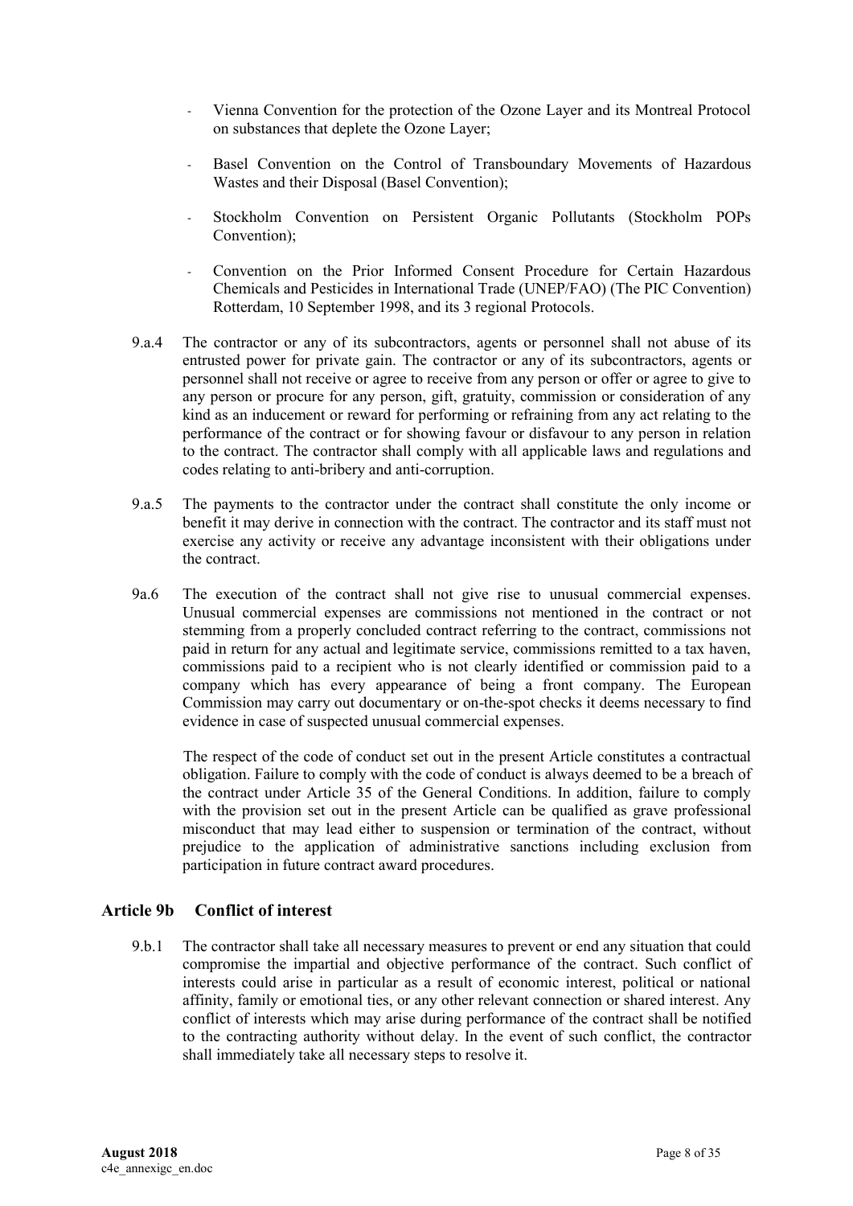- Vienna Convention for the protection of the Ozone Layer and its Montreal Protocol on substances that deplete the Ozone Layer;
- Basel Convention on the Control of Transboundary Movements of Hazardous Wastes and their Disposal (Basel Convention);
- Stockholm Convention on Persistent Organic Pollutants (Stockholm POPs Convention);
- Convention on the Prior Informed Consent Procedure for Certain Hazardous Chemicals and Pesticides in International Trade (UNEP/FAO) (The PIC Convention) Rotterdam, 10 September 1998, and its 3 regional Protocols.

9.a.4 The contractor or any of its subcontractors, agents or personnel shall not abuse of its entrusted power for private gain. The contractor or any of its subcontractors, agents or personnel shall not receive or agree to receive from any person or offer or agree to give to any person or procure for any person, gift, gratuity, commission or consideration of any kind as an inducement or reward for performing or refraining from any act relating to the performance of the contract or for showing favour or disfavour to any person in relation to the contract. The contractor shall comply with all applicable laws and regulations and codes relating to anti-bribery and anti-corruption.

9.a.5 The payments to the contractor under the contract shall constitute the only income or benefit it may derive in connection with the contract. The contractor and its staff must not exercise any activity or receive any advantage inconsistent with their obligations under the contract.

9a.6 The execution of the contract shall not give rise to unusual commercial expenses. Unusual commercial expenses are commissions not mentioned in the contract or not stemming from a properly concluded contract referring to the contract, commissions not paid in return for any actual and legitimate service, commissions remitted to a tax haven, commissions paid to a recipient who is not clearly identified or commission paid to a company which has every appearance of being a front company. The European Commission may carry out documentary or on-the-spot checks it deems necessary to find evidence in case of suspected unusual commercial expenses.

The respect of the code of conduct set out in the present Article constitutes a contractual obligation. Failure to comply with the code of conduct is always deemed to be a breach of the contract under Article 35 of the General Conditions. In addition, failure to comply with the provision set out in the present Article can be qualified as grave professional misconduct that may lead either to suspension or termination of the contract, without prejudice to the application of administrative sanctions including exclusion from participation in future contract award procedures.

## Article 9b Conflict of interest

9.b.1 The contractor shall take all necessary measures to prevent or end any situation that could compromise the impartial and objective performance of the contract. Such conflict of interests could arise in particular as a result of economic interest, political or national affinity, family or emotional ties, or any other relevant connection or shared interest. Any conflict of interests which may arise during performance of the contract shall be notified to the contracting authority without delay. In the event of such conflict, the contractor shall immediately take all necessary steps to resolve it.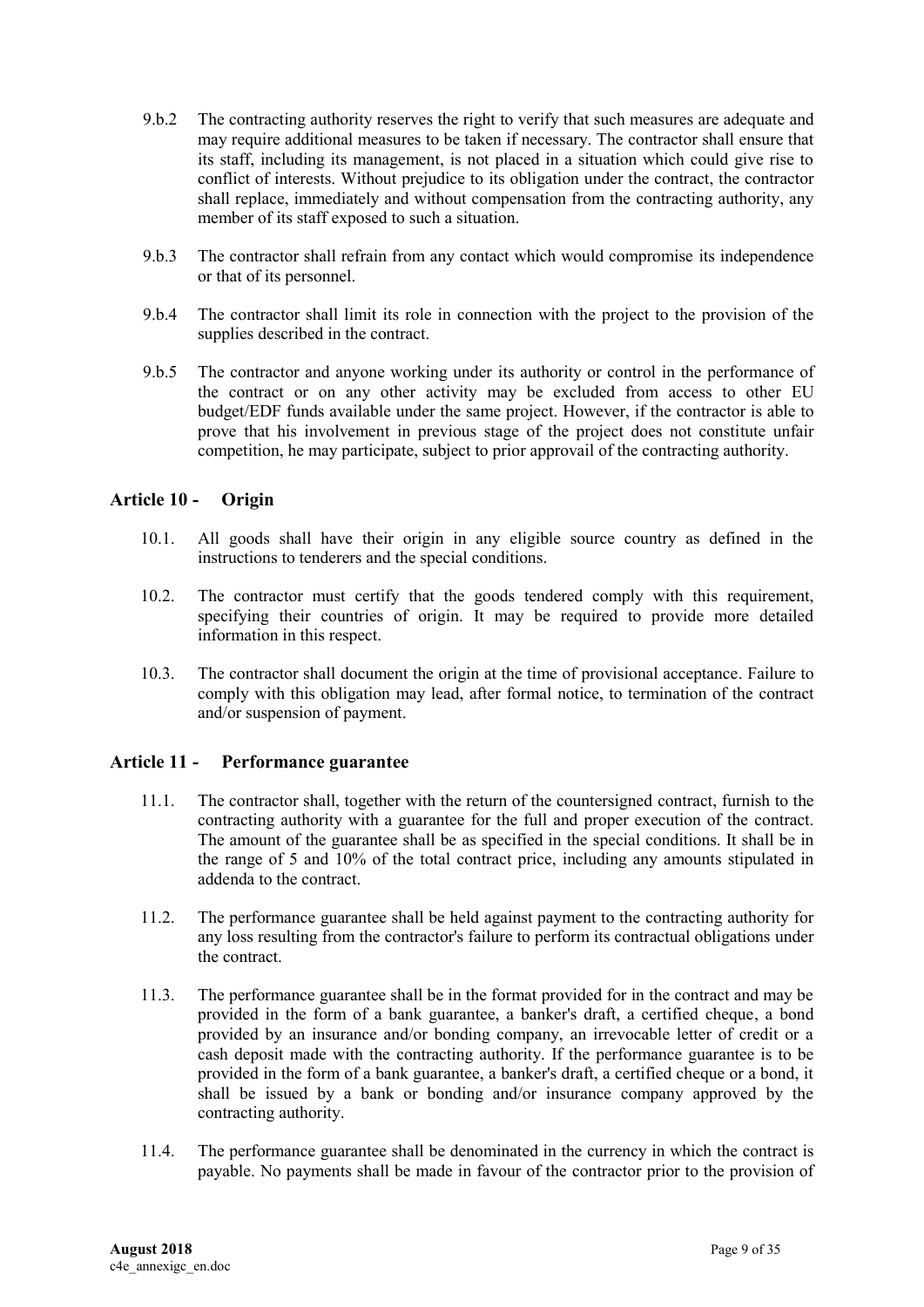9.b.2 The contracting authority reserves the right to verify that such measures are adequate and may require additional measures to be taken if necessary. The contractor shall ensure that its staff, including its management, is not placed in a situation which could give rise to conflict of interests. Without prejudice to its obligation under the contract, the contractor shall replace, immediately and without compensation from the contracting authority, any member of its staff exposed to such a situation.

9.b.3 The contractor shall refrain from any contact which would compromise its independence or that of its personnel.

9.b.4 The contractor shall limit its role in connection with the project to the provision of the supplies described in the contract.

9.b.5 The contractor and anyone working under its authority or control in the performance of the contract or on any other activity may be excluded from access to other EU budget/EDF funds available under the same project. However, if the contractor is able to prove that his involvement in previous stage of the project does not constitute unfair competition, he may participate, subject to prior approvail of the contracting authority.

## Article 10 - Origin

10.1. All goods shall have their origin in any eligible source country as defined in the instructions to tenderers and the special conditions.

10.2. The contractor must certify that the goods tendered comply with this requirement, specifying their countries of origin. It may be required to provide more detailed information in this respect.

10.3. The contractor shall document the origin at the time of provisional acceptance. Failure to comply with this obligation may lead, after formal notice, to termination of the contract and/or suspension of payment.

## Article 11 - Performance guarantee

11.1. The contractor shall, together with the return of the countersigned contract, furnish to the contracting authority with a guarantee for the full and proper execution of the contract. The amount of the guarantee shall be as specified in the special conditions. It shall be in the range of 5 and 10% of the total contract price, including any amounts stipulated in addenda to the contract.

11.2. The performance guarantee shall be held against payment to the contracting authority for any loss resulting from the contractor's failure to perform its contractual obligations under the contract.

11.3. The performance guarantee shall be in the format provided for in the contract and may be provided in the form of a bank guarantee, a banker's draft, a certified cheque, a bond provided by an insurance and/or bonding company, an irrevocable letter of credit or a cash deposit made with the contracting authority. If the performance guarantee is to be provided in the form of a bank guarantee, a banker's draft, a certified cheque or a bond, it shall be issued by a bank or bonding and/or insurance company approved by the contracting authority.

11.4. The performance guarantee shall be denominated in the currency in which the contract is payable. No payments shall be made in favour of the contractor prior to the provision of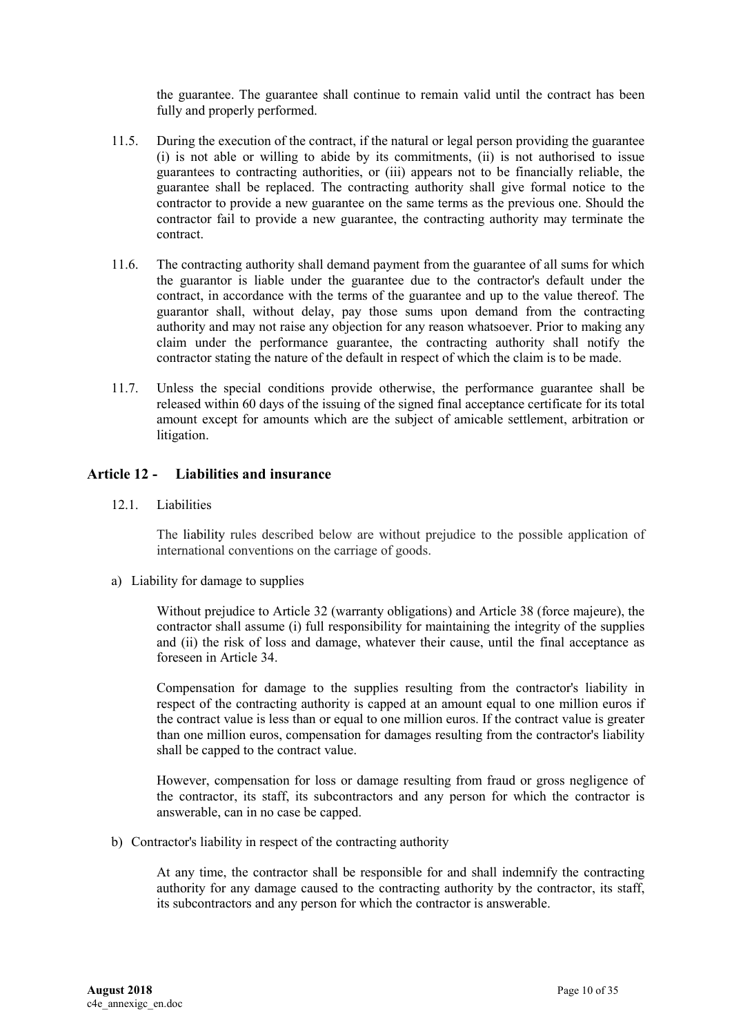the guarantee. The guarantee shall continue to remain valid until the contract has been fully and properly performed.

11.5. During the execution of the contract, if the natural or legal person providing the guarantee (i) is not able or willing to abide by its commitments, (ii) is not authorised to issue guarantees to contracting authorities, or (iii) appears not to be financially reliable, the guarantee shall be replaced. The contracting authority shall give formal notice to the contractor to provide a new guarantee on the same terms as the previous one. Should the contractor fail to provide a new guarantee, the contracting authority may terminate the contract.

11.6. The contracting authority shall demand payment from the guarantee of all sums for which the guarantor is liable under the guarantee due to the contractor's default under the contract, in accordance with the terms of the guarantee and up to the value thereof. The guarantor shall, without delay, pay those sums upon demand from the contracting authority and may not raise any objection for any reason whatsoever. Prior to making any claim under the performance guarantee, the contracting authority shall notify the contractor stating the nature of the default in respect of which the claim is to be made.

11.7. Unless the special conditions provide otherwise, the performance guarantee shall be released within 60 days of the issuing of the signed final acceptance certificate for its total amount except for amounts which are the subject of amicable settlement, arbitration or litigation.

## Article 12 - Liabilities and insurance

12.1. Liabilities

The liability rules described below are without prejudice to the possible application of international conventions on the carriage of goods.

a) Liability for damage to supplies

Without prejudice to Article 32 (warranty obligations) and Article 38 (force majeure), the contractor shall assume (i) full responsibility for maintaining the integrity of the supplies and (ii) the risk of loss and damage, whatever their cause, until the final acceptance as foreseen in Article 34.

Compensation for damage to the supplies resulting from the contractor's liability in respect of the contracting authority is capped at an amount equal to one million euros if the contract value is less than or equal to one million euros. If the contract value is greater than one million euros, compensation for damages resulting from the contractor's liability shall be capped to the contract value.

However, compensation for loss or damage resulting from fraud or gross negligence of the contractor, its staff, its subcontractors and any person for which the contractor is answerable, can in no case be capped.

b) Contractor's liability in respect of the contracting authority

At any time, the contractor shall be responsible for and shall indemnify the contracting authority for any damage caused to the contracting authority by the contractor, its staff, its subcontractors and any person for which the contractor is answerable.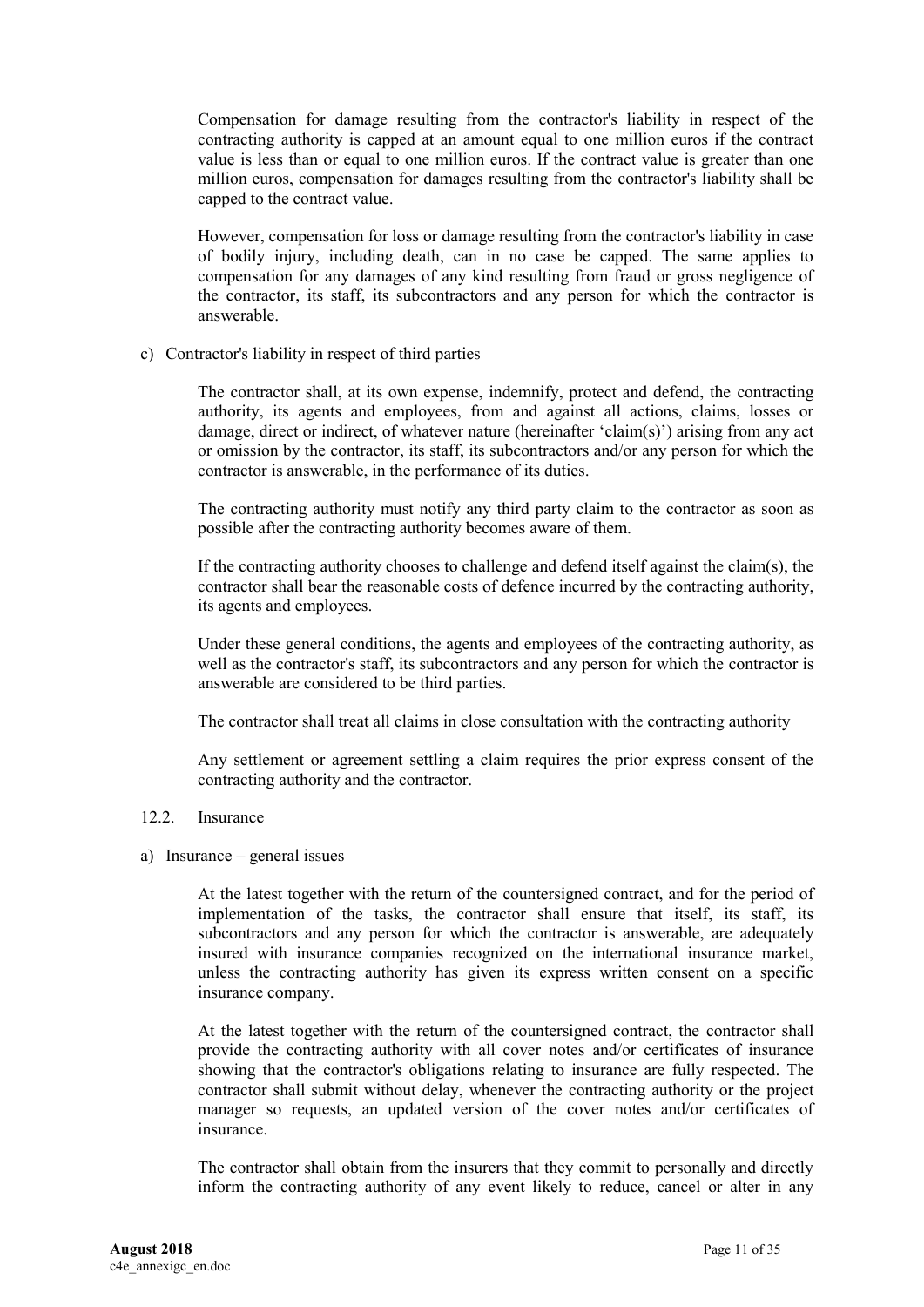Compensation for damage resulting from the contractor's liability in respect of the contracting authority is capped at an amount equal to one million euros if the contract value is less than or equal to one million euros. If the contract value is greater than one million euros, compensation for damages resulting from the contractor's liability shall be capped to the contract value.

However, compensation for loss or damage resulting from the contractor's liability in case of bodily injury, including death, can in no case be capped. The same applies to compensation for any damages of any kind resulting from fraud or gross negligence of the contractor, its staff, its subcontractors and any person for which the contractor is answerable.

c) Contractor's liability in respect of third parties

The contractor shall, at its own expense, indemnify, protect and defend, the contracting authority, its agents and employees, from and against all actions, claims, losses or damage, direct or indirect, of whatever nature (hereinafter 'claim(s)') arising from any act or omission by the contractor, its staff, its subcontractors and/or any person for which the contractor is answerable, in the performance of its duties.

The contracting authority must notify any third party claim to the contractor as soon as possible after the contracting authority becomes aware of them.

If the contracting authority chooses to challenge and defend itself against the claim(s), the contractor shall bear the reasonable costs of defence incurred by the contracting authority, its agents and employees.

Under these general conditions, the agents and employees of the contracting authority, as well as the contractor's staff, its subcontractors and any person for which the contractor is answerable are considered to be third parties.

The contractor shall treat all claims in close consultation with the contracting authority

Any settlement or agreement settling a claim requires the prior express consent of the contracting authority and the contractor.

### 12.2. Insurance

a) Insurance – general issues

At the latest together with the return of the countersigned contract, and for the period of implementation of the tasks, the contractor shall ensure that itself, its staff, its subcontractors and any person for which the contractor is answerable, are adequately insured with insurance companies recognized on the international insurance market, unless the contracting authority has given its express written consent on a specific insurance company.

At the latest together with the return of the countersigned contract, the contractor shall provide the contracting authority with all cover notes and/or certificates of insurance showing that the contractor's obligations relating to insurance are fully respected. The contractor shall submit without delay, whenever the contracting authority or the project manager so requests, an updated version of the cover notes and/or certificates of insurance.

The contractor shall obtain from the insurers that they commit to personally and directly inform the contracting authority of any event likely to reduce, cancel or alter in any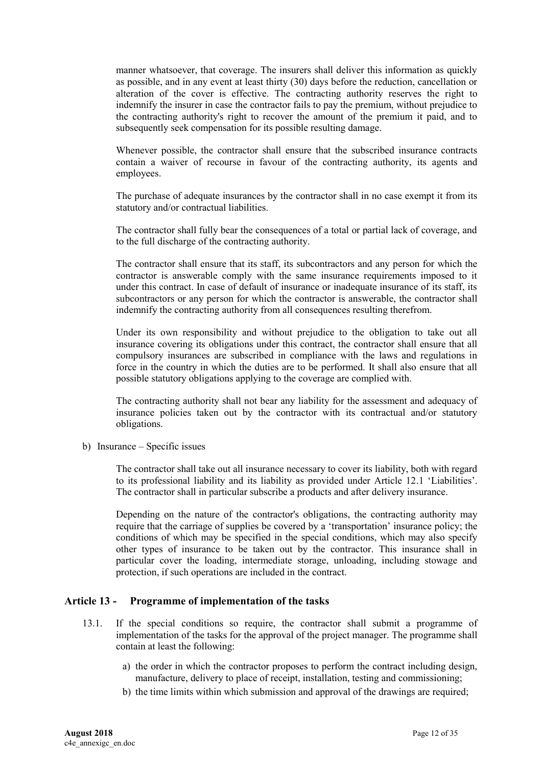manner whatsoever, that coverage. The insurers shall deliver this information as quickly as possible, and in any event at least thirty (30) days before the reduction, cancellation or alteration of the cover is effective. The contracting authority reserves the right to indemnify the insurer in case the contractor fails to pay the premium, without prejudice to the contracting authority's right to recover the amount of the premium it paid, and to subsequently seek compensation for its possible resulting damage.

Whenever possible, the contractor shall ensure that the subscribed insurance contracts contain a waiver of recourse in favour of the contracting authority, its agents and employees.

The purchase of adequate insurances by the contractor shall in no case exempt it from its statutory and/or contractual liabilities.

The contractor shall fully bear the consequences of a total or partial lack of coverage, and to the full discharge of the contracting authority.

The contractor shall ensure that its staff, its subcontractors and any person for which the contractor is answerable comply with the same insurance requirements imposed to it under this contract. In case of default of insurance or inadequate insurance of its staff, its subcontractors or any person for which the contractor is answerable, the contractor shall indemnify the contracting authority from all consequences resulting therefrom.

Under its own responsibility and without prejudice to the obligation to take out all insurance covering its obligations under this contract, the contractor shall ensure that all compulsory insurances are subscribed in compliance with the laws and regulations in force in the country in which the duties are to be performed. It shall also ensure that all possible statutory obligations applying to the coverage are complied with.

The contracting authority shall not bear any liability for the assessment and adequacy of insurance policies taken out by the contractor with its contractual and/or statutory obligations.

b) Insurance – Specific issues

The contractor shall take out all insurance necessary to cover its liability, both with regard to its professional liability and its liability as provided under Article 12.1 'Liabilities'. The contractor shall in particular subscribe a products and after delivery insurance.

Depending on the nature of the contractor's obligations, the contracting authority may require that the carriage of supplies be covered by a 'transportation' insurance policy; the conditions of which may be specified in the special conditions, which may also specify other types of insurance to be taken out by the contractor. This insurance shall in particular cover the loading, intermediate storage, unloading, including stowage and protection, if such operations are included in the contract.

## Article 13 - Programme of implementation of the tasks

13.1. If the special conditions so require, the contractor shall submit a programme of implementation of the tasks for the approval of the project manager. The programme shall contain at least the following:

a) the order in which the contractor proposes to perform the contract including design, manufacture, delivery to place of receipt, installation, testing and commissioning;

b) the time limits within which submission and approval of the drawings are required;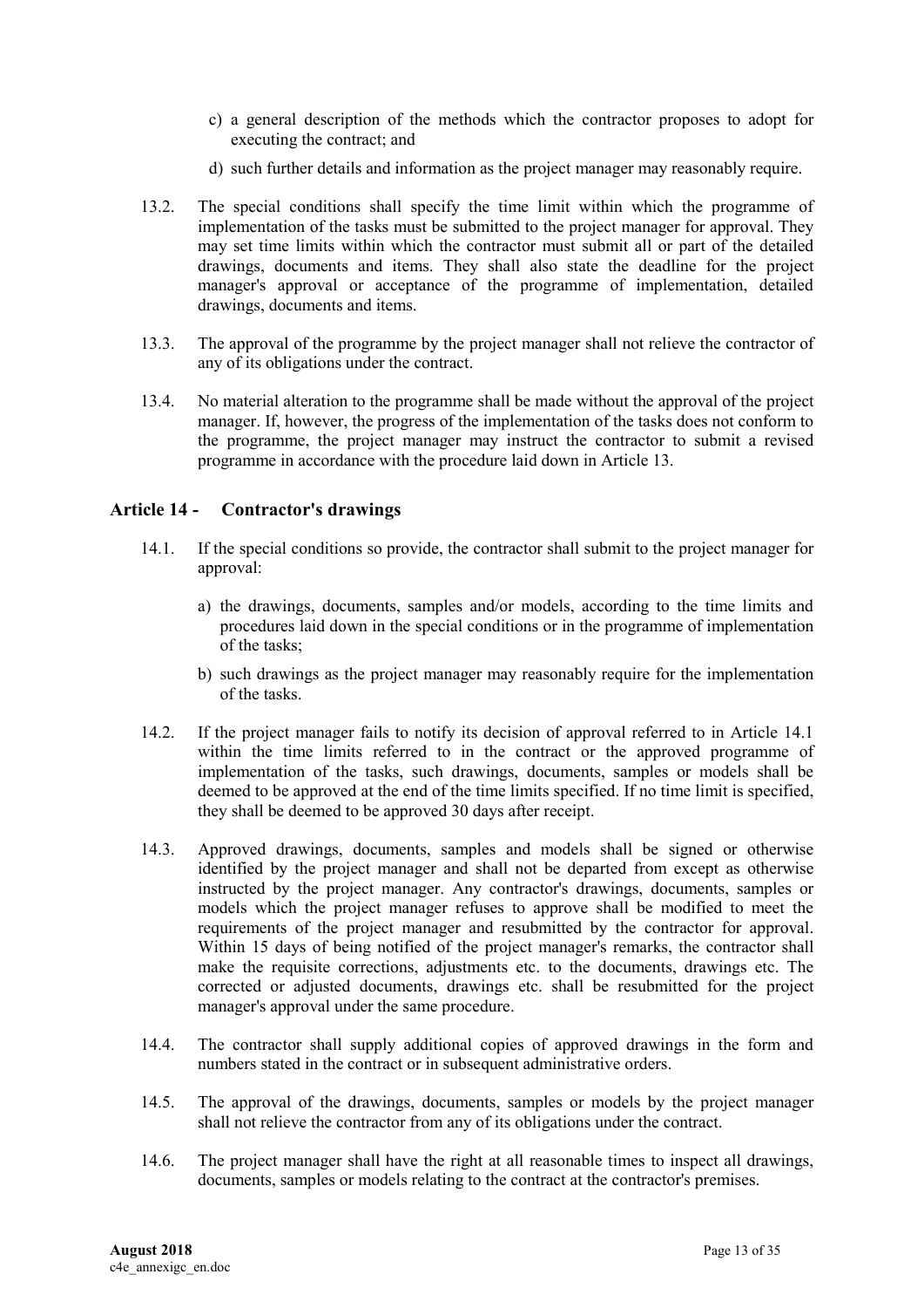c) a general description of the methods which the contractor proposes to adopt for executing the contract; and

d) such further details and information as the project manager may reasonably require.

13.2. The special conditions shall specify the time limit within which the programme of implementation of the tasks must be submitted to the project manager for approval. They may set time limits within which the contractor must submit all or part of the detailed drawings, documents and items. They shall also state the deadline for the project manager's approval or acceptance of the programme of implementation, detailed drawings, documents and items.

13.3. The approval of the programme by the project manager shall not relieve the contractor of any of its obligations under the contract.

13.4. No material alteration to the programme shall be made without the approval of the project manager. If, however, the progress of the implementation of the tasks does not conform to the programme, the project manager may instruct the contractor to submit a revised programme in accordance with the procedure laid down in Article 13.

## Article 14 - Contractor's drawings

14.1. If the special conditions so provide, the contractor shall submit to the project manager for approval:

a) the drawings, documents, samples and/or models, according to the time limits and procedures laid down in the special conditions or in the programme of implementation of the tasks;

b) such drawings as the project manager may reasonably require for the implementation of the tasks.

14.2. If the project manager fails to notify its decision of approval referred to in Article 14.1 within the time limits referred to in the contract or the approved programme of implementation of the tasks, such drawings, documents, samples or models shall be deemed to be approved at the end of the time limits specified. If no time limit is specified, they shall be deemed to be approved 30 days after receipt.

14.3. Approved drawings, documents, samples and models shall be signed or otherwise identified by the project manager and shall not be departed from except as otherwise instructed by the project manager. Any contractor's drawings, documents, samples or models which the project manager refuses to approve shall be modified to meet the requirements of the project manager and resubmitted by the contractor for approval. Within 15 days of being notified of the project manager's remarks, the contractor shall make the requisite corrections, adjustments etc. to the documents, drawings etc. The corrected or adjusted documents, drawings etc. shall be resubmitted for the project manager's approval under the same procedure.

14.4. The contractor shall supply additional copies of approved drawings in the form and numbers stated in the contract or in subsequent administrative orders.

14.5. The approval of the drawings, documents, samples or models by the project manager shall not relieve the contractor from any of its obligations under the contract.

14.6. The project manager shall have the right at all reasonable times to inspect all drawings, documents, samples or models relating to the contract at the contractor's premises.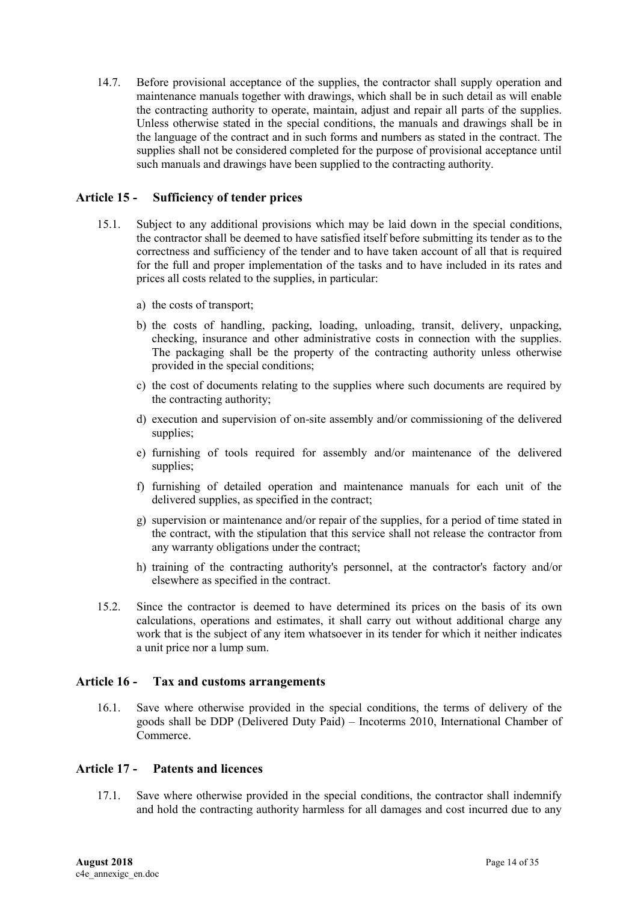14.7. Before provisional acceptance of the supplies, the contractor shall supply operation and maintenance manuals together with drawings, which shall be in such detail as will enable the contracting authority to operate, maintain, adjust and repair all parts of the supplies. Unless otherwise stated in the special conditions, the manuals and drawings shall be in the language of the contract and in such forms and numbers as stated in the contract. The supplies shall not be considered completed for the purpose of provisional acceptance until such manuals and drawings have been supplied to the contracting authority.

## Article 15 - Sufficiency of tender prices

15.1. Subject to any additional provisions which may be laid down in the special conditions, the contractor shall be deemed to have satisfied itself before submitting its tender as to the correctness and sufficiency of the tender and to have taken account of all that is required for the full and proper implementation of the tasks and to have included in its rates and prices all costs related to the supplies, in particular:

a) the costs of transport;

b) the costs of handling, packing, loading, unloading, transit, delivery, unpacking, checking, insurance and other administrative costs in connection with the supplies. The packaging shall be the property of the contracting authority unless otherwise provided in the special conditions;

c) the cost of documents relating to the supplies where such documents are required by the contracting authority;

d) execution and supervision of on-site assembly and/or commissioning of the delivered supplies;

e) furnishing of tools required for assembly and/or maintenance of the delivered supplies;

f) furnishing of detailed operation and maintenance manuals for each unit of the delivered supplies, as specified in the contract;

g) supervision or maintenance and/or repair of the supplies, for a period of time stated in the contract, with the stipulation that this service shall not release the contractor from any warranty obligations under the contract;

h) training of the contracting authority's personnel, at the contractor's factory and/or elsewhere as specified in the contract.

15.2. Since the contractor is deemed to have determined its prices on the basis of its own calculations, operations and estimates, it shall carry out without additional charge any work that is the subject of any item whatsoever in its tender for which it neither indicates a unit price nor a lump sum.

## Article 16 - Tax and customs arrangements

16.1. Save where otherwise provided in the special conditions, the terms of delivery of the goods shall be DDP (Delivered Duty Paid) – Incoterms 2010, International Chamber of Commerce.

## Article 17 - Patents and licences

17.1. Save where otherwise provided in the special conditions, the contractor shall indemnify and hold the contracting authority harmless for all damages and cost incurred due to any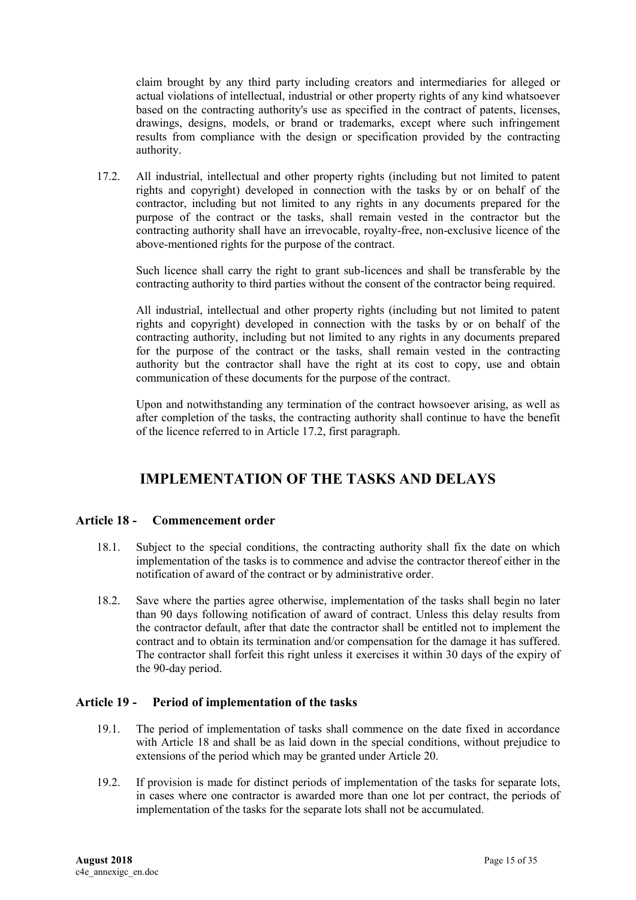claim brought by any third party including creators and intermediaries for alleged or actual violations of intellectual, industrial or other property rights of any kind whatsoever based on the contracting authority's use as specified in the contract of patents, licenses, drawings, designs, models, or brand or trademarks, except where such infringement results from compliance with the design or specification provided by the contracting authority.

17.2. All industrial, intellectual and other property rights (including but not limited to patent rights and copyright) developed in connection with the tasks by or on behalf of the contractor, including but not limited to any rights in any documents prepared for the purpose of the contract or the tasks, shall remain vested in the contractor but the contracting authority shall have an irrevocable, royalty-free, non-exclusive licence of the above-mentioned rights for the purpose of the contract.

Such licence shall carry the right to grant sub-licences and shall be transferable by the contracting authority to third parties without the consent of the contractor being required.

All industrial, intellectual and other property rights (including but not limited to patent rights and copyright) developed in connection with the tasks by or on behalf of the contracting authority, including but not limited to any rights in any documents prepared for the purpose of the contract or the tasks, shall remain vested in the contracting authority but the contractor shall have the right at its cost to copy, use and obtain communication of these documents for the purpose of the contract.

Upon and notwithstanding any termination of the contract howsoever arising, as well as after completion of the tasks, the contracting authority shall continue to have the benefit of the licence referred to in Article 17.2, first paragraph.

# IMPLEMENTATION OF THE TASKS AND DELAYS

## Article 18 - Commencement order

18.1. Subject to the special conditions, the contracting authority shall fix the date on which implementation of the tasks is to commence and advise the contractor thereof either in the notification of award of the contract or by administrative order.

18.2. Save where the parties agree otherwise, implementation of the tasks shall begin no later than 90 days following notification of award of contract. Unless this delay results from the contractor default, after that date the contractor shall be entitled not to implement the contract and to obtain its termination and/or compensation for the damage it has suffered. The contractor shall forfeit this right unless it exercises it within 30 days of the expiry of the 90-day period.

## Article 19 - Period of implementation of the tasks

19.1. The period of implementation of tasks shall commence on the date fixed in accordance with Article 18 and shall be as laid down in the special conditions, without prejudice to extensions of the period which may be granted under Article 20.

19.2. If provision is made for distinct periods of implementation of the tasks for separate lots, in cases where one contractor is awarded more than one lot per contract, the periods of implementation of the tasks for the separate lots shall not be accumulated.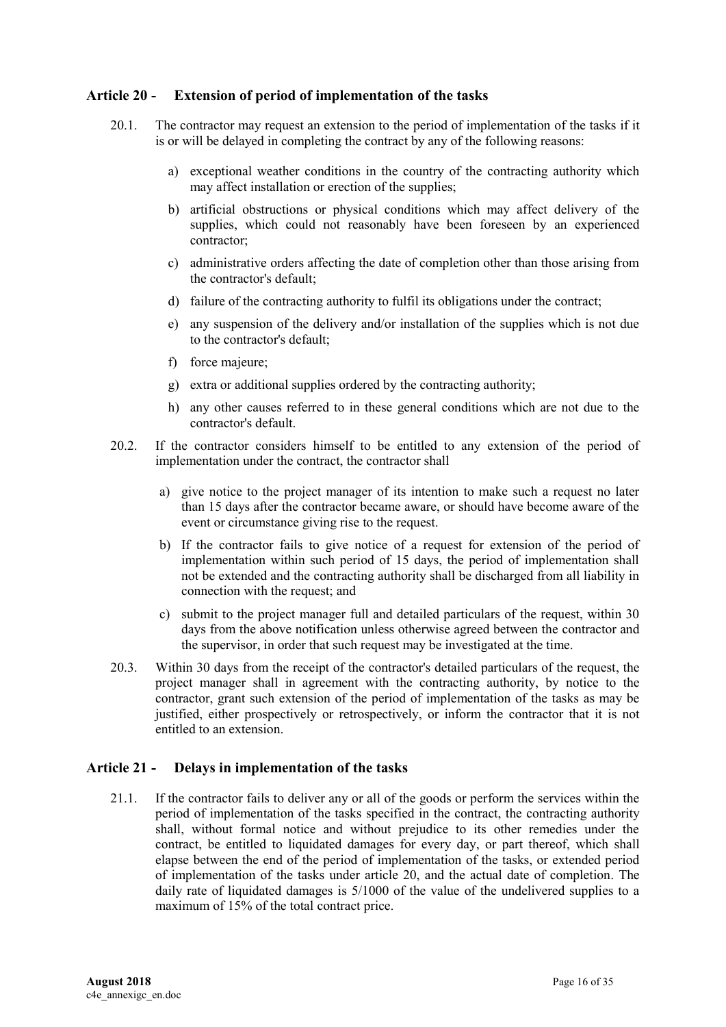## Article 20 - Extension of period of implementation of the tasks

20.1. The contractor may request an extension to the period of implementation of the tasks if it is or will be delayed in completing the contract by any of the following reasons:

a) exceptional weather conditions in the country of the contracting authority which may affect installation or erection of the supplies;

b) artificial obstructions or physical conditions which may affect delivery of the supplies, which could not reasonably have been foreseen by an experienced contractor;

c) administrative orders affecting the date of completion other than those arising from the contractor's default;

d) failure of the contracting authority to fulfil its obligations under the contract;

e) any suspension of the delivery and/or installation of the supplies which is not due to the contractor's default;

f) force majeure;

g) extra or additional supplies ordered by the contracting authority;

h) any other causes referred to in these general conditions which are not due to the contractor's default.

20.2. If the contractor considers himself to be entitled to any extension of the period of implementation under the contract, the contractor shall

a) give notice to the project manager of its intention to make such a request no later than 15 days after the contractor became aware, or should have become aware of the event or circumstance giving rise to the request.

b) If the contractor fails to give notice of a request for extension of the period of implementation within such period of 15 days, the period of implementation shall not be extended and the contracting authority shall be discharged from all liability in connection with the request; and

c) submit to the project manager full and detailed particulars of the request, within 30 days from the above notification unless otherwise agreed between the contractor and the supervisor, in order that such request may be investigated at the time.

20.3. Within 30 days from the receipt of the contractor's detailed particulars of the request, the project manager shall in agreement with the contracting authority, by notice to the contractor, grant such extension of the period of implementation of the tasks as may be justified, either prospectively or retrospectively, or inform the contractor that it is not entitled to an extension.

## Article 21 - Delays in implementation of the tasks

21.1. If the contractor fails to deliver any or all of the goods or perform the services within the period of implementation of the tasks specified in the contract, the contracting authority shall, without formal notice and without prejudice to its other remedies under the contract, be entitled to liquidated damages for every day, or part thereof, which shall elapse between the end of the period of implementation of the tasks, or extended period of implementation of the tasks under article 20, and the actual date of completion. The daily rate of liquidated damages is 5/1000 of the value of the undelivered supplies to a maximum of 15% of the total contract price.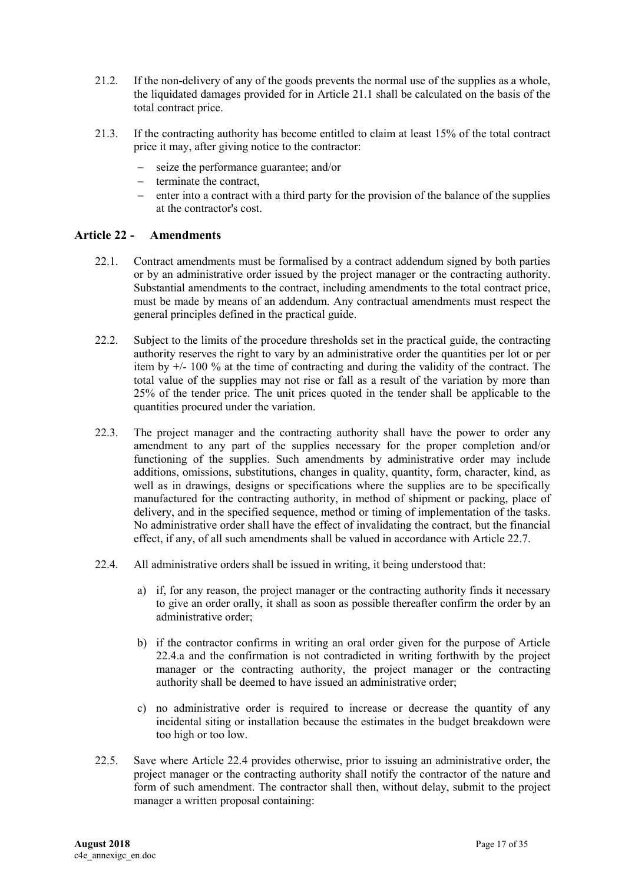21.2. If the non-delivery of any of the goods prevents the normal use of the supplies as a whole, the liquidated damages provided for in Article 21.1 shall be calculated on the basis of the total contract price.

21.3. If the contracting authority has become entitled to claim at least 15% of the total contract price it may, after giving notice to the contractor:

- seize the performance guarantee; and/or
- terminate the contract,
- enter into a contract with a third party for the provision of the balance of the supplies at the contractor's cost.

## Article 22 - Amendments

22.1. Contract amendments must be formalised by a contract addendum signed by both parties or by an administrative order issued by the project manager or the contracting authority. Substantial amendments to the contract, including amendments to the total contract price, must be made by means of an addendum. Any contractual amendments must respect the general principles defined in the practical guide.

22.2. Subject to the limits of the procedure thresholds set in the practical guide, the contracting authority reserves the right to vary by an administrative order the quantities per lot or per item by +/- 100 % at the time of contracting and during the validity of the contract. The total value of the supplies may not rise or fall as a result of the variation by more than 25% of the tender price. The unit prices quoted in the tender shall be applicable to the quantities procured under the variation.

22.3. The project manager and the contracting authority shall have the power to order any amendment to any part of the supplies necessary for the proper completion and/or functioning of the supplies. Such amendments by administrative order may include additions, omissions, substitutions, changes in quality, quantity, form, character, kind, as well as in drawings, designs or specifications where the supplies are to be specifically manufactured for the contracting authority, in method of shipment or packing, place of delivery, and in the specified sequence, method or timing of implementation of the tasks. No administrative order shall have the effect of invalidating the contract, but the financial effect, if any, of all such amendments shall be valued in accordance with Article 22.7.

22.4. All administrative orders shall be issued in writing, it being understood that:

a) if, for any reason, the project manager or the contracting authority finds it necessary to give an order orally, it shall as soon as possible thereafter confirm the order by an administrative order;

b) if the contractor confirms in writing an oral order given for the purpose of Article 22.4.a and the confirmation is not contradicted in writing forthwith by the project manager or the contracting authority, the project manager or the contracting authority shall be deemed to have issued an administrative order;

c) no administrative order is required to increase or decrease the quantity of any incidental siting or installation because the estimates in the budget breakdown were too high or too low.

22.5. Save where Article 22.4 provides otherwise, prior to issuing an administrative order, the project manager or the contracting authority shall notify the contractor of the nature and form of such amendment. The contractor shall then, without delay, submit to the project manager a written proposal containing: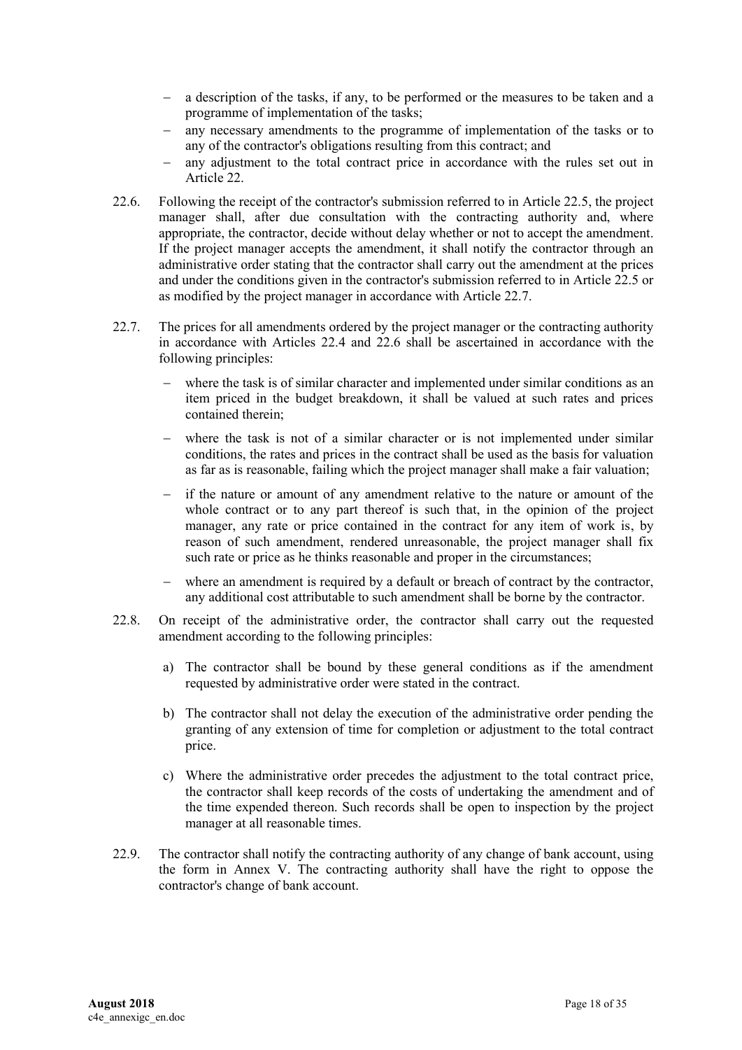- a description of the tasks, if any, to be performed or the measures to be taken and a programme of implementation of the tasks;
- any necessary amendments to the programme of implementation of the tasks or to any of the contractor's obligations resulting from this contract; and
- any adjustment to the total contract price in accordance with the rules set out in Article 22.

22.6. Following the receipt of the contractor's submission referred to in Article 22.5, the project manager shall, after due consultation with the contracting authority and, where appropriate, the contractor, decide without delay whether or not to accept the amendment. If the project manager accepts the amendment, it shall notify the contractor through an administrative order stating that the contractor shall carry out the amendment at the prices and under the conditions given in the contractor's submission referred to in Article 22.5 or as modified by the project manager in accordance with Article 22.7.

22.7. The prices for all amendments ordered by the project manager or the contracting authority in accordance with Articles 22.4 and 22.6 shall be ascertained in accordance with the following principles:

- where the task is of similar character and implemented under similar conditions as an item priced in the budget breakdown, it shall be valued at such rates and prices contained therein;
- where the task is not of a similar character or is not implemented under similar conditions, the rates and prices in the contract shall be used as the basis for valuation as far as is reasonable, failing which the project manager shall make a fair valuation;
- if the nature or amount of any amendment relative to the nature or amount of the whole contract or to any part thereof is such that, in the opinion of the project manager, any rate or price contained in the contract for any item of work is, by reason of such amendment, rendered unreasonable, the project manager shall fix such rate or price as he thinks reasonable and proper in the circumstances;
- where an amendment is required by a default or breach of contract by the contractor, any additional cost attributable to such amendment shall be borne by the contractor.

22.8. On receipt of the administrative order, the contractor shall carry out the requested amendment according to the following principles:

a) The contractor shall be bound by these general conditions as if the amendment requested by administrative order were stated in the contract.

b) The contractor shall not delay the execution of the administrative order pending the granting of any extension of time for completion or adjustment to the total contract price.

c) Where the administrative order precedes the adjustment to the total contract price, the contractor shall keep records of the costs of undertaking the amendment and of the time expended thereon. Such records shall be open to inspection by the project manager at all reasonable times.

22.9. The contractor shall notify the contracting authority of any change of bank account, using the form in Annex V. The contracting authority shall have the right to oppose the contractor's change of bank account.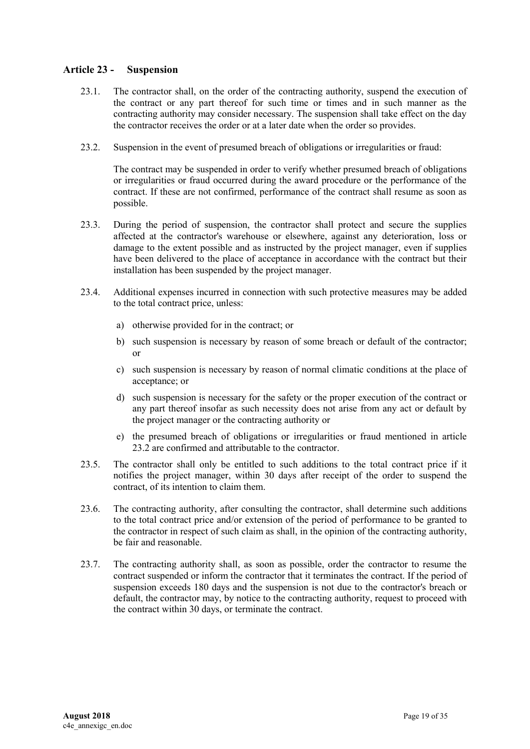## Article 23 - Suspension

23.1. The contractor shall, on the order of the contracting authority, suspend the execution of the contract or any part thereof for such time or times and in such manner as the contracting authority may consider necessary. The suspension shall take effect on the day the contractor receives the order or at a later date when the order so provides.

23.2. Suspension in the event of presumed breach of obligations or irregularities or fraud:

The contract may be suspended in order to verify whether presumed breach of obligations or irregularities or fraud occurred during the award procedure or the performance of the contract. If these are not confirmed, performance of the contract shall resume as soon as possible.

23.3. During the period of suspension, the contractor shall protect and secure the supplies affected at the contractor's warehouse or elsewhere, against any deterioration, loss or damage to the extent possible and as instructed by the project manager, even if supplies have been delivered to the place of acceptance in accordance with the contract but their installation has been suspended by the project manager.

23.4. Additional expenses incurred in connection with such protective measures may be added to the total contract price, unless:

a) otherwise provided for in the contract; or

b) such suspension is necessary by reason of some breach or default of the contractor; or

c) such suspension is necessary by reason of normal climatic conditions at the place of acceptance; or

d) such suspension is necessary for the safety or the proper execution of the contract or any part thereof insofar as such necessity does not arise from any act or default by the project manager or the contracting authority or

e) the presumed breach of obligations or irregularities or fraud mentioned in article 23.2 are confirmed and attributable to the contractor.

23.5. The contractor shall only be entitled to such additions to the total contract price if it notifies the project manager, within 30 days after receipt of the order to suspend the contract, of its intention to claim them.

23.6. The contracting authority, after consulting the contractor, shall determine such additions to the total contract price and/or extension of the period of performance to be granted to the contractor in respect of such claim as shall, in the opinion of the contracting authority, be fair and reasonable.

23.7. The contracting authority shall, as soon as possible, order the contractor to resume the contract suspended or inform the contractor that it terminates the contract. If the period of suspension exceeds 180 days and the suspension is not due to the contractor's breach or default, the contractor may, by notice to the contracting authority, request to proceed with the contract within 30 days, or terminate the contract.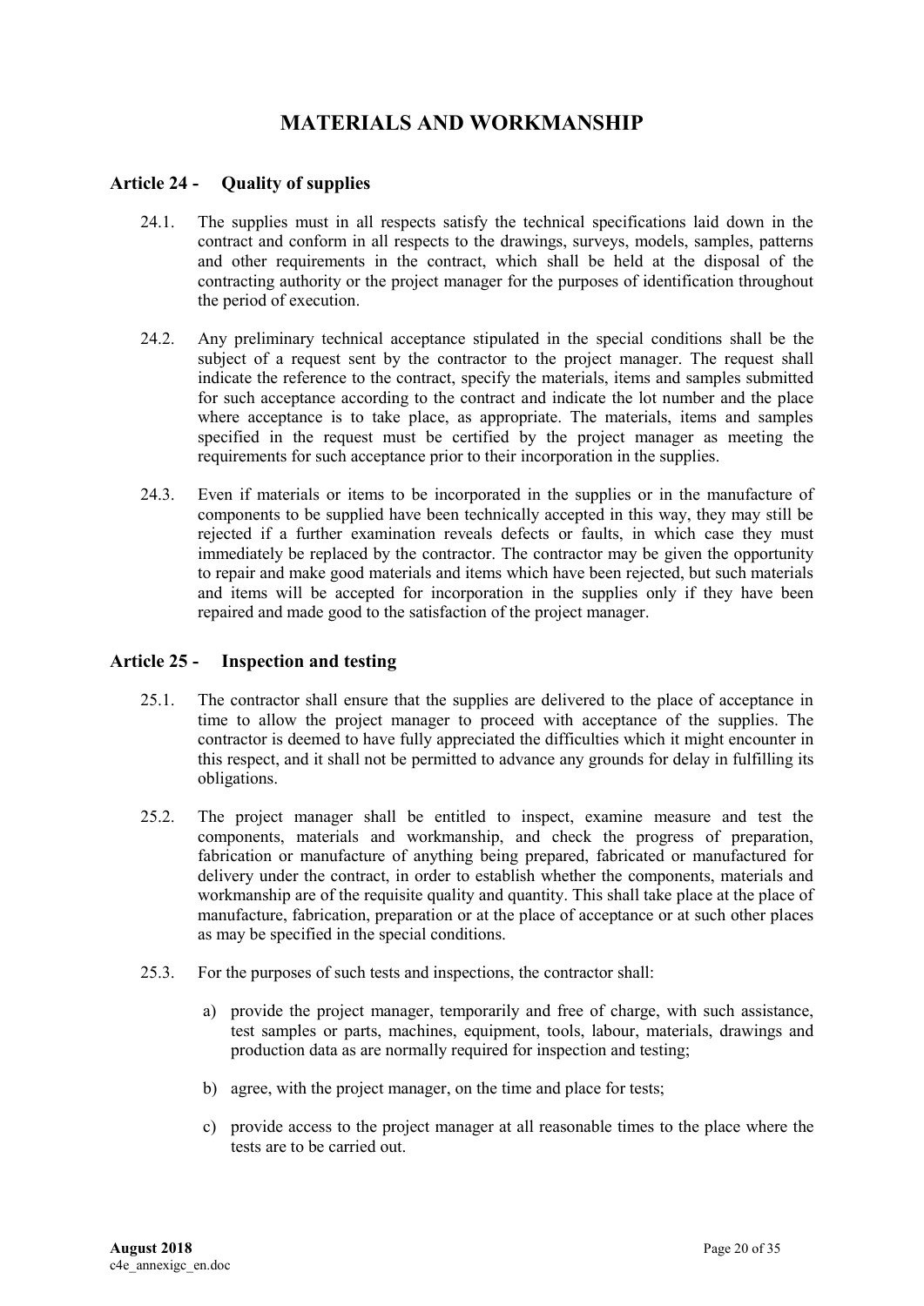# MATERIALS AND WORKMANSHIP

## Article 24 - Quality of supplies

24.1. The supplies must in all respects satisfy the technical specifications laid down in the contract and conform in all respects to the drawings, surveys, models, samples, patterns and other requirements in the contract, which shall be held at the disposal of the contracting authority or the project manager for the purposes of identification throughout the period of execution.

24.2. Any preliminary technical acceptance stipulated in the special conditions shall be the subject of a request sent by the contractor to the project manager. The request shall indicate the reference to the contract, specify the materials, items and samples submitted for such acceptance according to the contract and indicate the lot number and the place where acceptance is to take place, as appropriate. The materials, items and samples specified in the request must be certified by the project manager as meeting the requirements for such acceptance prior to their incorporation in the supplies.

24.3. Even if materials or items to be incorporated in the supplies or in the manufacture of components to be supplied have been technically accepted in this way, they may still be rejected if a further examination reveals defects or faults, in which case they must immediately be replaced by the contractor. The contractor may be given the opportunity to repair and make good materials and items which have been rejected, but such materials and items will be accepted for incorporation in the supplies only if they have been repaired and made good to the satisfaction of the project manager.

## Article 25 - Inspection and testing

25.1. The contractor shall ensure that the supplies are delivered to the place of acceptance in time to allow the project manager to proceed with acceptance of the supplies. The contractor is deemed to have fully appreciated the difficulties which it might encounter in this respect, and it shall not be permitted to advance any grounds for delay in fulfilling its obligations.

25.2. The project manager shall be entitled to inspect, examine measure and test the components, materials and workmanship, and check the progress of preparation, fabrication or manufacture of anything being prepared, fabricated or manufactured for delivery under the contract, in order to establish whether the components, materials and workmanship are of the requisite quality and quantity. This shall take place at the place of manufacture, fabrication, preparation or at the place of acceptance or at such other places as may be specified in the special conditions.

25.3. For the purposes of such tests and inspections, the contractor shall:

a) provide the project manager, temporarily and free of charge, with such assistance, test samples or parts, machines, equipment, tools, labour, materials, drawings and production data as are normally required for inspection and testing;

b) agree, with the project manager, on the time and place for tests;

c) provide access to the project manager at all reasonable times to the place where the tests are to be carried out.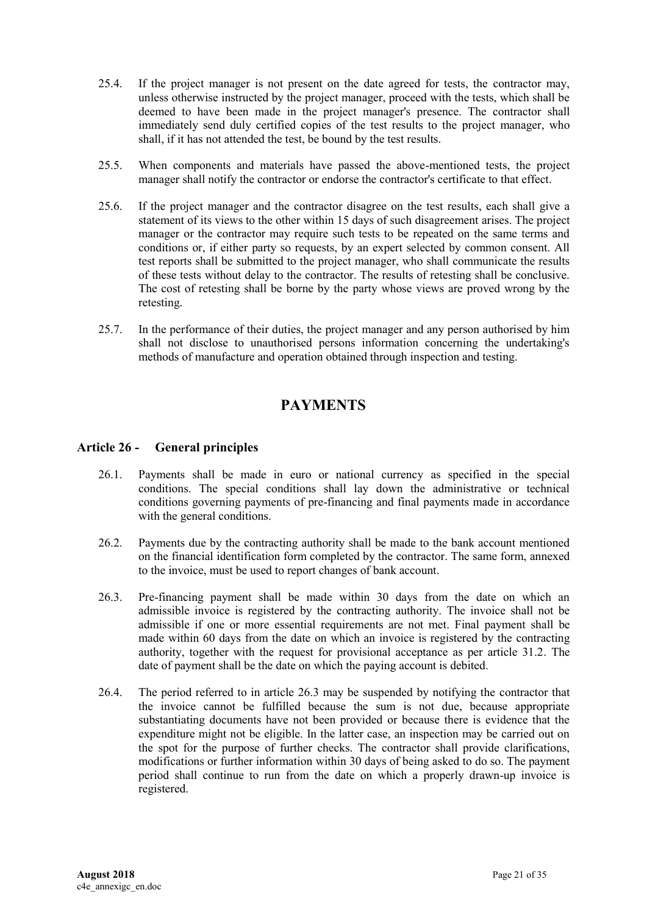25.4. If the project manager is not present on the date agreed for tests, the contractor may, unless otherwise instructed by the project manager, proceed with the tests, which shall be deemed to have been made in the project manager's presence. The contractor shall immediately send duly certified copies of the test results to the project manager, who shall, if it has not attended the test, be bound by the test results.

25.5. When components and materials have passed the above-mentioned tests, the project manager shall notify the contractor or endorse the contractor's certificate to that effect.

25.6. If the project manager and the contractor disagree on the test results, each shall give a statement of its views to the other within 15 days of such disagreement arises. The project manager or the contractor may require such tests to be repeated on the same terms and conditions or, if either party so requests, by an expert selected by common consent. All test reports shall be submitted to the project manager, who shall communicate the results of these tests without delay to the contractor. The results of retesting shall be conclusive. The cost of retesting shall be borne by the party whose views are proved wrong by the retesting.

25.7. In the performance of their duties, the project manager and any person authorised by him shall not disclose to unauthorised persons information concerning the undertaking's methods of manufacture and operation obtained through inspection and testing.

# PAYMENTS

## Article 26 - General principles

26.1. Payments shall be made in euro or national currency as specified in the special conditions. The special conditions shall lay down the administrative or technical conditions governing payments of pre-financing and final payments made in accordance with the general conditions.

26.2. Payments due by the contracting authority shall be made to the bank account mentioned on the financial identification form completed by the contractor. The same form, annexed to the invoice, must be used to report changes of bank account.

26.3. Pre-financing payment shall be made within 30 days from the date on which an admissible invoice is registered by the contracting authority. The invoice shall not be admissible if one or more essential requirements are not met. Final payment shall be made within 60 days from the date on which an invoice is registered by the contracting authority, together with the request for provisional acceptance as per article 31.2. The date of payment shall be the date on which the paying account is debited.

26.4. The period referred to in article 26.3 may be suspended by notifying the contractor that the invoice cannot be fulfilled because the sum is not due, because appropriate substantiating documents have not been provided or because there is evidence that the expenditure might not be eligible. In the latter case, an inspection may be carried out on the spot for the purpose of further checks. The contractor shall provide clarifications, modifications or further information within 30 days of being asked to do so. The payment period shall continue to run from the date on which a properly drawn-up invoice is registered.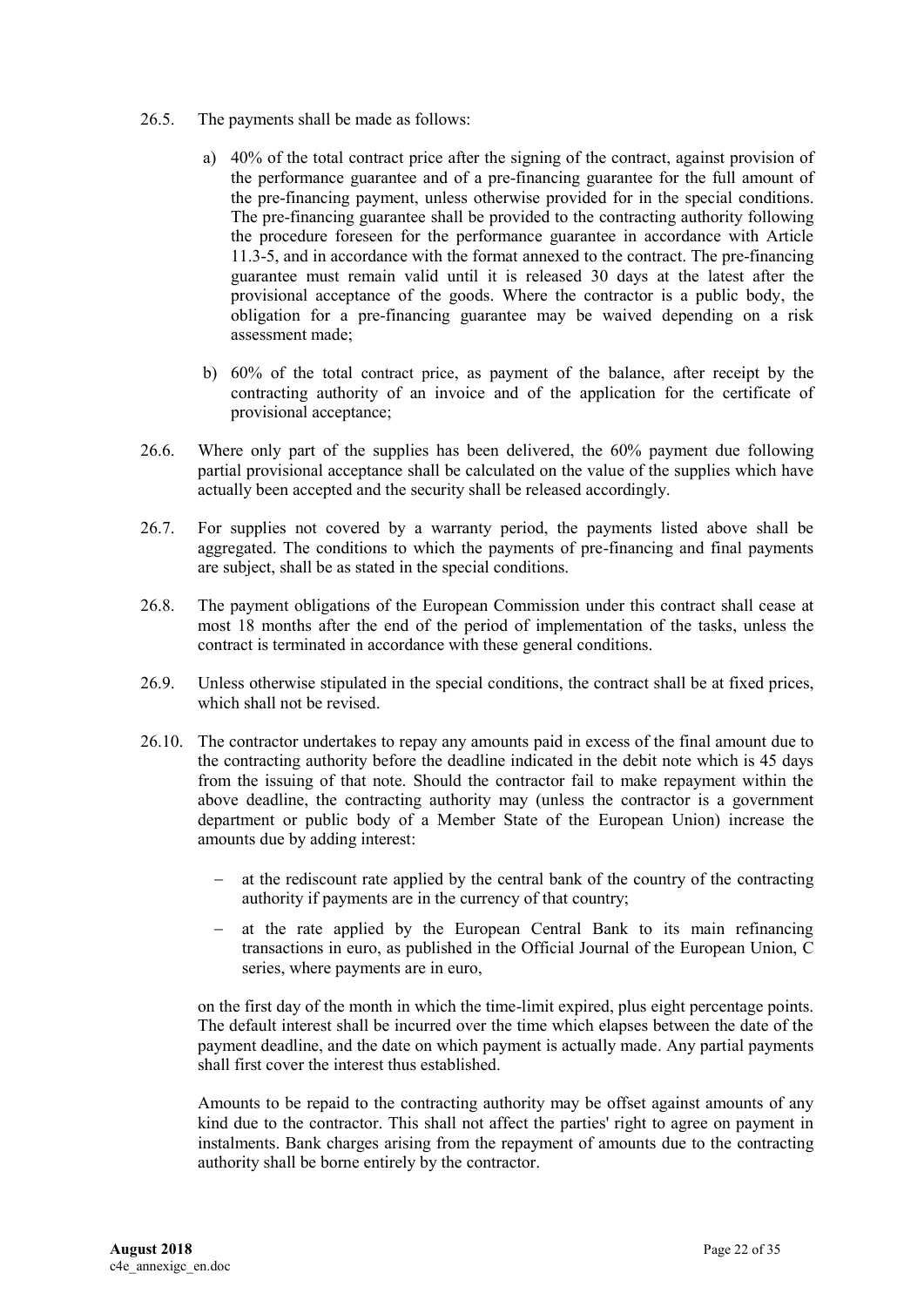26.5. The payments shall be made as follows:

a) 40% of the total contract price after the signing of the contract, against provision of the performance guarantee and of a pre-financing guarantee for the full amount of the pre-financing payment, unless otherwise provided for in the special conditions. The pre-financing guarantee shall be provided to the contracting authority following the procedure foreseen for the performance guarantee in accordance with Article 11.3-5, and in accordance with the format annexed to the contract. The pre-financing guarantee must remain valid until it is released 30 days at the latest after the provisional acceptance of the goods. Where the contractor is a public body, the obligation for a pre-financing guarantee may be waived depending on a risk assessment made;

b) 60% of the total contract price, as payment of the balance, after receipt by the contracting authority of an invoice and of the application for the certificate of provisional acceptance;

26.6. Where only part of the supplies has been delivered, the 60% payment due following partial provisional acceptance shall be calculated on the value of the supplies which have actually been accepted and the security shall be released accordingly.

26.7. For supplies not covered by a warranty period, the payments listed above shall be aggregated. The conditions to which the payments of pre-financing and final payments are subject, shall be as stated in the special conditions.

26.8. The payment obligations of the European Commission under this contract shall cease at most 18 months after the end of the period of implementation of the tasks, unless the contract is terminated in accordance with these general conditions.

26.9. Unless otherwise stipulated in the special conditions, the contract shall be at fixed prices, which shall not be revised.

26.10. The contractor undertakes to repay any amounts paid in excess of the final amount due to the contracting authority before the deadline indicated in the debit note which is 45 days from the issuing of that note. Should the contractor fail to make repayment within the above deadline, the contracting authority may (unless the contractor is a government department or public body of a Member State of the European Union) increase the amounts due by adding interest:

- at the rediscount rate applied by the central bank of the country of the contracting authority if payments are in the currency of that country;
- at the rate applied by the European Central Bank to its main refinancing transactions in euro, as published in the Official Journal of the European Union, C series, where payments are in euro,

on the first day of the month in which the time-limit expired, plus eight percentage points. The default interest shall be incurred over the time which elapses between the date of the payment deadline, and the date on which payment is actually made. Any partial payments shall first cover the interest thus established.

Amounts to be repaid to the contracting authority may be offset against amounts of any kind due to the contractor. This shall not affect the parties' right to agree on payment in instalments. Bank charges arising from the repayment of amounts due to the contracting authority shall be borne entirely by the contractor.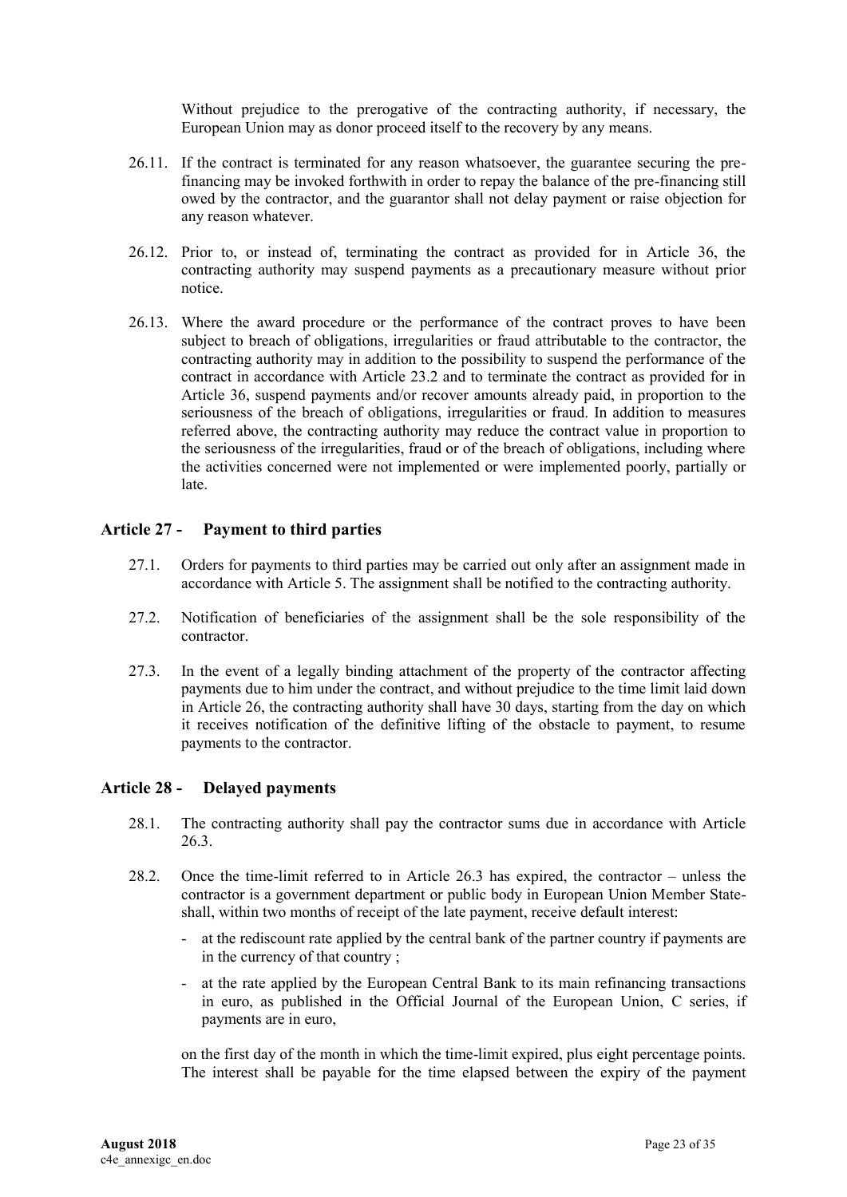Without prejudice to the prerogative of the contracting authority, if necessary, the European Union may as donor proceed itself to the recovery by any means.

26.11. If the contract is terminated for any reason whatsoever, the guarantee securing the pre-financing may be invoked forthwith in order to repay the balance of the pre-financing still owed by the contractor, and the guarantor shall not delay payment or raise objection for any reason whatever.

26.12. Prior to, or instead of, terminating the contract as provided for in Article 36, the contracting authority may suspend payments as a precautionary measure without prior notice.

26.13. Where the award procedure or the performance of the contract proves to have been subject to breach of obligations, irregularities or fraud attributable to the contractor, the contracting authority may in addition to the possibility to suspend the performance of the contract in accordance with Article 23.2 and to terminate the contract as provided for in Article 36, suspend payments and/or recover amounts already paid, in proportion to the seriousness of the breach of obligations, irregularities or fraud. In addition to measures referred above, the contracting authority may reduce the contract value in proportion to the seriousness of the irregularities, fraud or of the breach of obligations, including where the activities concerned were not implemented or were implemented poorly, partially or late.

## Article 27 - Payment to third parties

27.1. Orders for payments to third parties may be carried out only after an assignment made in accordance with Article 5. The assignment shall be notified to the contracting authority.

27.2. Notification of beneficiaries of the assignment shall be the sole responsibility of the contractor.

27.3. In the event of a legally binding attachment of the property of the contractor affecting payments due to him under the contract, and without prejudice to the time limit laid down in Article 26, the contracting authority shall have 30 days, starting from the day on which it receives notification of the definitive lifting of the obstacle to payment, to resume payments to the contractor.

## Article 28 - Delayed payments

28.1. The contracting authority shall pay the contractor sums due in accordance with Article 26.3.

28.2. Once the time-limit referred to in Article 26.3 has expired, the contractor – unless the contractor is a government department or public body in European Union Member State- shall, within two months of receipt of the late payment, receive default interest:

- at the rediscount rate applied by the central bank of the partner country if payments are in the currency of that country ;
- at the rate applied by the European Central Bank to its main refinancing transactions in euro, as published in the Official Journal of the European Union, C series, if payments are in euro,

on the first day of the month in which the time-limit expired, plus eight percentage points. The interest shall be payable for the time elapsed between the expiry of the payment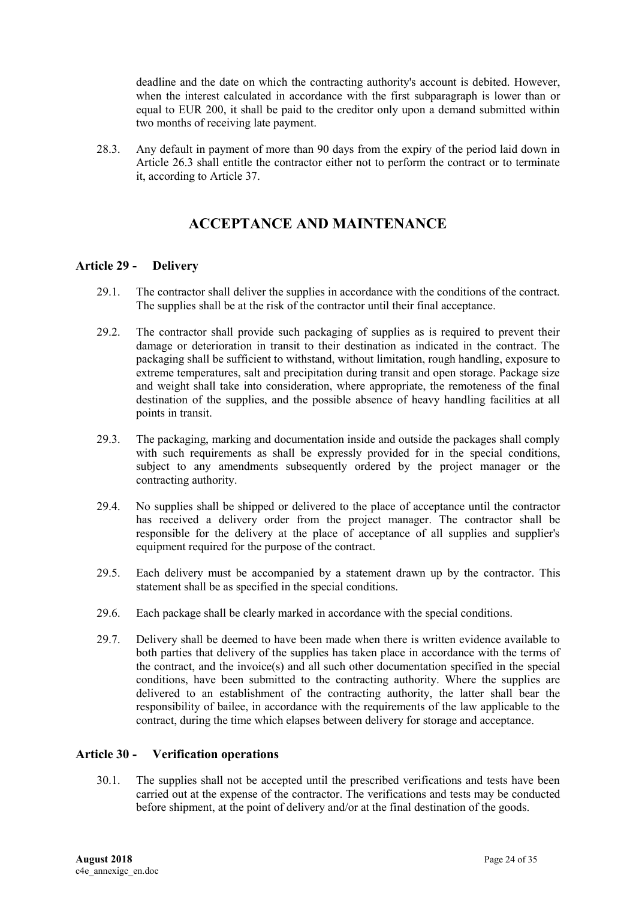deadline and the date on which the contracting authority's account is debited. However, when the interest calculated in accordance with the first subparagraph is lower than or equal to EUR 200, it shall be paid to the creditor only upon a demand submitted within two months of receiving late payment.

28.3. Any default in payment of more than 90 days from the expiry of the period laid down in Article 26.3 shall entitle the contractor either not to perform the contract or to terminate it, according to Article 37.

# ACCEPTANCE AND MAINTENANCE

## Article 29 - Delivery

29.1. The contractor shall deliver the supplies in accordance with the conditions of the contract. The supplies shall be at the risk of the contractor until their final acceptance.

29.2. The contractor shall provide such packaging of supplies as is required to prevent their damage or deterioration in transit to their destination as indicated in the contract. The packaging shall be sufficient to withstand, without limitation, rough handling, exposure to extreme temperatures, salt and precipitation during transit and open storage. Package size and weight shall take into consideration, where appropriate, the remoteness of the final destination of the supplies, and the possible absence of heavy handling facilities at all points in transit.

29.3. The packaging, marking and documentation inside and outside the packages shall comply with such requirements as shall be expressly provided for in the special conditions, subject to any amendments subsequently ordered by the project manager or the contracting authority.

29.4. No supplies shall be shipped or delivered to the place of acceptance until the contractor has received a delivery order from the project manager. The contractor shall be responsible for the delivery at the place of acceptance of all supplies and supplier's equipment required for the purpose of the contract.

29.5. Each delivery must be accompanied by a statement drawn up by the contractor. This statement shall be as specified in the special conditions.

29.6. Each package shall be clearly marked in accordance with the special conditions.

29.7. Delivery shall be deemed to have been made when there is written evidence available to both parties that delivery of the supplies has taken place in accordance with the terms of the contract, and the invoice(s) and all such other documentation specified in the special conditions, have been submitted to the contracting authority. Where the supplies are delivered to an establishment of the contracting authority, the latter shall bear the responsibility of bailee, in accordance with the requirements of the law applicable to the contract, during the time which elapses between delivery for storage and acceptance.

## Article 30 - Verification operations

30.1. The supplies shall not be accepted until the prescribed verifications and tests have been carried out at the expense of the contractor. The verifications and tests may be conducted before shipment, at the point of delivery and/or at the final destination of the goods.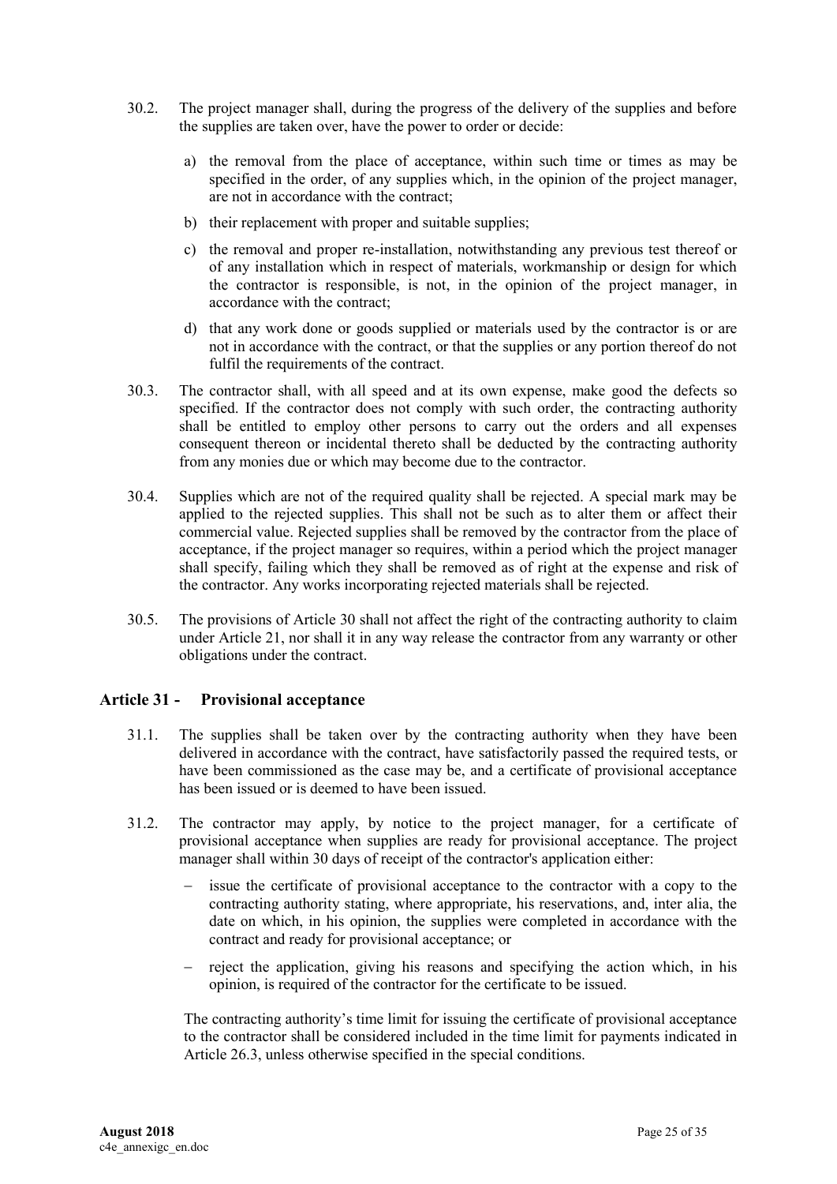30.2. The project manager shall, during the progress of the delivery of the supplies and before the supplies are taken over, have the power to order or decide:

a) the removal from the place of acceptance, within such time or times as may be specified in the order, of any supplies which, in the opinion of the project manager, are not in accordance with the contract;

b) their replacement with proper and suitable supplies;

c) the removal and proper re-installation, notwithstanding any previous test thereof or of any installation which in respect of materials, workmanship or design for which the contractor is responsible, is not, in the opinion of the project manager, in accordance with the contract;

d) that any work done or goods supplied or materials used by the contractor is or are not in accordance with the contract, or that the supplies or any portion thereof do not fulfil the requirements of the contract.

30.3. The contractor shall, with all speed and at its own expense, make good the defects so specified. If the contractor does not comply with such order, the contracting authority shall be entitled to employ other persons to carry out the orders and all expenses consequent thereon or incidental thereto shall be deducted by the contracting authority from any monies due or which may become due to the contractor.

30.4. Supplies which are not of the required quality shall be rejected. A special mark may be applied to the rejected supplies. This shall not be such as to alter them or affect their commercial value. Rejected supplies shall be removed by the contractor from the place of acceptance, if the project manager so requires, within a period which the project manager shall specify, failing which they shall be removed as of right at the expense and risk of the contractor. Any works incorporating rejected materials shall be rejected.

30.5. The provisions of Article 30 shall not affect the right of the contracting authority to claim under Article 21, nor shall it in any way release the contractor from any warranty or other obligations under the contract.

## Article 31 - Provisional acceptance

31.1. The supplies shall be taken over by the contracting authority when they have been delivered in accordance with the contract, have satisfactorily passed the required tests, or have been commissioned as the case may be, and a certificate of provisional acceptance has been issued or is deemed to have been issued.

31.2. The contractor may apply, by notice to the project manager, for a certificate of provisional acceptance when supplies are ready for provisional acceptance. The project manager shall within 30 days of receipt of the contractor's application either:

- issue the certificate of provisional acceptance to the contractor with a copy to the contracting authority stating, where appropriate, his reservations, and, inter alia, the date on which, in his opinion, the supplies were completed in accordance with the contract and ready for provisional acceptance; or
- reject the application, giving his reasons and specifying the action which, in his opinion, is required of the contractor for the certificate to be issued.

The contracting authority's time limit for issuing the certificate of provisional acceptance to the contractor shall be considered included in the time limit for payments indicated in Article 26.3, unless otherwise specified in the special conditions.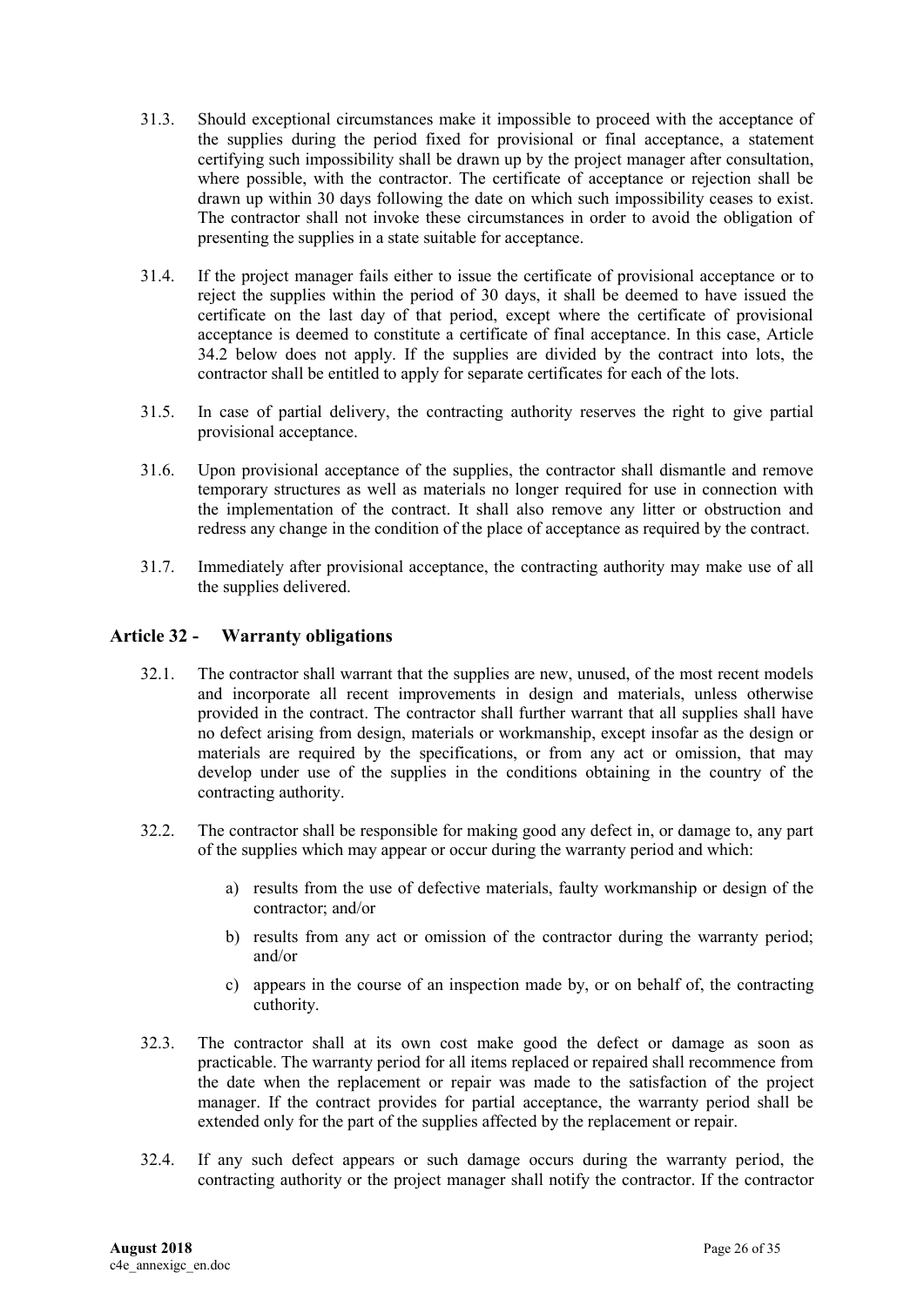31.3. Should exceptional circumstances make it impossible to proceed with the acceptance of the supplies during the period fixed for provisional or final acceptance, a statement certifying such impossibility shall be drawn up by the project manager after consultation, where possible, with the contractor. The certificate of acceptance or rejection shall be drawn up within 30 days following the date on which such impossibility ceases to exist. The contractor shall not invoke these circumstances in order to avoid the obligation of presenting the supplies in a state suitable for acceptance.

31.4. If the project manager fails either to issue the certificate of provisional acceptance or to reject the supplies within the period of 30 days, it shall be deemed to have issued the certificate on the last day of that period, except where the certificate of provisional acceptance is deemed to constitute a certificate of final acceptance. In this case, Article 34.2 below does not apply. If the supplies are divided by the contract into lots, the contractor shall be entitled to apply for separate certificates for each of the lots.

31.5. In case of partial delivery, the contracting authority reserves the right to give partial provisional acceptance.

31.6. Upon provisional acceptance of the supplies, the contractor shall dismantle and remove temporary structures as well as materials no longer required for use in connection with the implementation of the contract. It shall also remove any litter or obstruction and redress any change in the condition of the place of acceptance as required by the contract.

31.7. Immediately after provisional acceptance, the contracting authority may make use of all the supplies delivered.

## Article 32 - Warranty obligations

32.1. The contractor shall warrant that the supplies are new, unused, of the most recent models and incorporate all recent improvements in design and materials, unless otherwise provided in the contract. The contractor shall further warrant that all supplies shall have no defect arising from design, materials or workmanship, except insofar as the design or materials are required by the specifications, or from any act or omission, that may develop under use of the supplies in the conditions obtaining in the country of the contracting authority.

32.2. The contractor shall be responsible for making good any defect in, or damage to, any part of the supplies which may appear or occur during the warranty period and which:

a) results from the use of defective materials, faulty workmanship or design of the contractor; and/or

b) results from any act or omission of the contractor during the warranty period; and/or

c) appears in the course of an inspection made by, or on behalf of, the contracting cuthority.

32.3. The contractor shall at its own cost make good the defect or damage as soon as practicable. The warranty period for all items replaced or repaired shall recommence from the date when the replacement or repair was made to the satisfaction of the project manager. If the contract provides for partial acceptance, the warranty period shall be extended only for the part of the supplies affected by the replacement or repair.

32.4. If any such defect appears or such damage occurs during the warranty period, the contracting authority or the project manager shall notify the contractor. If the contractor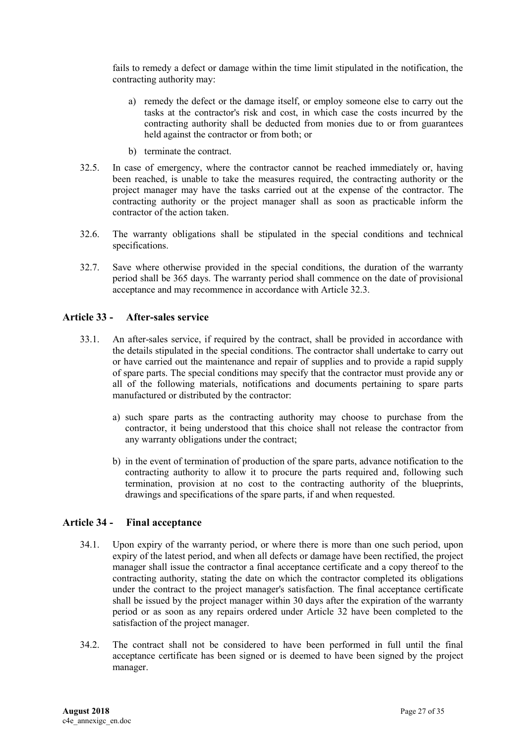fails to remedy a defect or damage within the time limit stipulated in the notification, the contracting authority may:

a) remedy the defect or the damage itself, or employ someone else to carry out the tasks at the contractor's risk and cost, in which case the costs incurred by the contracting authority shall be deducted from monies due to or from guarantees held against the contractor or from both; or

b) terminate the contract.

32.5. In case of emergency, where the contractor cannot be reached immediately or, having been reached, is unable to take the measures required, the contracting authority or the project manager may have the tasks carried out at the expense of the contractor. The contracting authority or the project manager shall as soon as practicable inform the contractor of the action taken.

32.6. The warranty obligations shall be stipulated in the special conditions and technical specifications.

32.7. Save where otherwise provided in the special conditions, the duration of the warranty period shall be 365 days. The warranty period shall commence on the date of provisional acceptance and may recommence in accordance with Article 32.3.

## Article 33 - After-sales service

33.1. An after-sales service, if required by the contract, shall be provided in accordance with the details stipulated in the special conditions. The contractor shall undertake to carry out or have carried out the maintenance and repair of supplies and to provide a rapid supply of spare parts. The special conditions may specify that the contractor must provide any or all of the following materials, notifications and documents pertaining to spare parts manufactured or distributed by the contractor:

a) such spare parts as the contracting authority may choose to purchase from the contractor, it being understood that this choice shall not release the contractor from any warranty obligations under the contract;

b) in the event of termination of production of the spare parts, advance notification to the contracting authority to allow it to procure the parts required and, following such termination, provision at no cost to the contracting authority of the blueprints, drawings and specifications of the spare parts, if and when requested.

## Article 34 - Final acceptance

34.1. Upon expiry of the warranty period, or where there is more than one such period, upon expiry of the latest period, and when all defects or damage have been rectified, the project manager shall issue the contractor a final acceptance certificate and a copy thereof to the contracting authority, stating the date on which the contractor completed its obligations under the contract to the project manager's satisfaction. The final acceptance certificate shall be issued by the project manager within 30 days after the expiration of the warranty period or as soon as any repairs ordered under Article 32 have been completed to the satisfaction of the project manager.

34.2. The contract shall not be considered to have been performed in full until the final acceptance certificate has been signed or is deemed to have been signed by the project manager.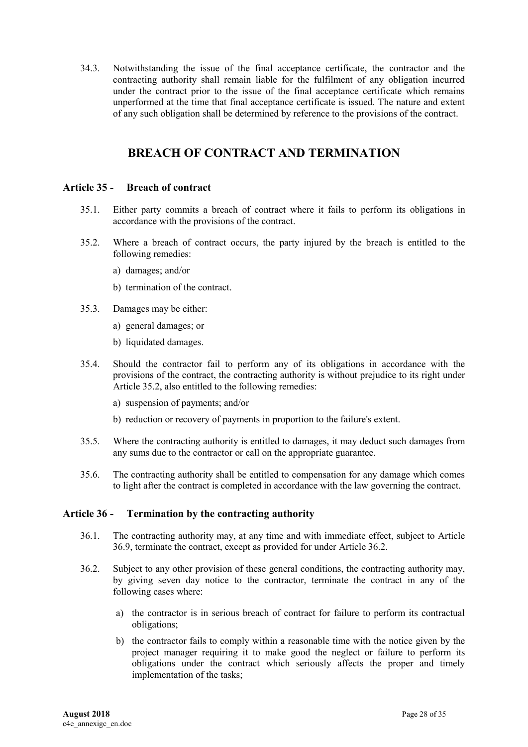34.3. Notwithstanding the issue of the final acceptance certificate, the contractor and the contracting authority shall remain liable for the fulfilment of any obligation incurred under the contract prior to the issue of the final acceptance certificate which remains unperformed at the time that final acceptance certificate is issued. The nature and extent of any such obligation shall be determined by reference to the provisions of the contract.

## BREACH OF CONTRACT AND TERMINATION

### Article 35 - Breach of contract

35.1. Either party commits a breach of contract where it fails to perform its obligations in accordance with the provisions of the contract.

35.2. Where a breach of contract occurs, the party injured by the breach is entitled to the following remedies:

a) damages; and/or

b) termination of the contract.

35.3. Damages may be either:

a) general damages; or

b) liquidated damages.

35.4. Should the contractor fail to perform any of its obligations in accordance with the provisions of the contract, the contracting authority is without prejudice to its right under Article 35.2, also entitled to the following remedies:

a) suspension of payments; and/or

b) reduction or recovery of payments in proportion to the failure's extent.

35.5. Where the contracting authority is entitled to damages, it may deduct such damages from any sums due to the contractor or call on the appropriate guarantee.

35.6. The contracting authority shall be entitled to compensation for any damage which comes to light after the contract is completed in accordance with the law governing the contract.

### Article 36 - Termination by the contracting authority

36.1. The contracting authority may, at any time and with immediate effect, subject to Article 36.9, terminate the contract, except as provided for under Article 36.2.

36.2. Subject to any other provision of these general conditions, the contracting authority may, by giving seven day notice to the contractor, terminate the contract in any of the following cases where:

a) the contractor is in serious breach of contract for failure to perform its contractual obligations;

b) the contractor fails to comply within a reasonable time with the notice given by the project manager requiring it to make good the neglect or failure to perform its obligations under the contract which seriously affects the proper and timely implementation of the tasks;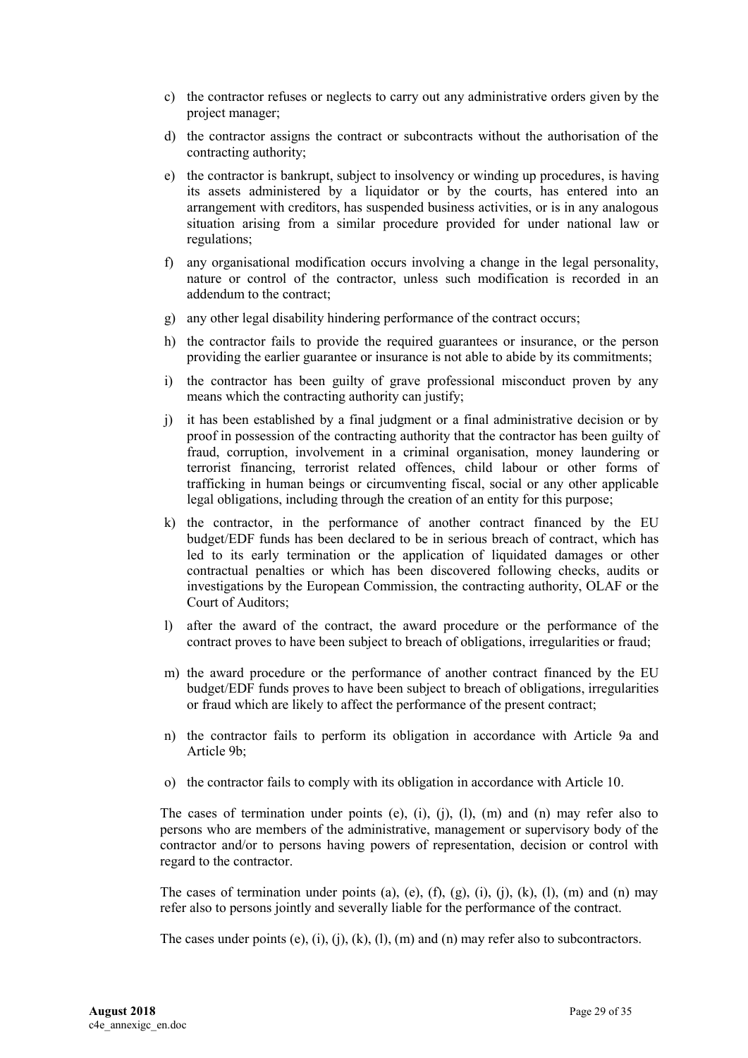c) the contractor refuses or neglects to carry out any administrative orders given by the project manager;

d) the contractor assigns the contract or subcontracts without the authorisation of the contracting authority;

e) the contractor is bankrupt, subject to insolvency or winding up procedures, is having its assets administered by a liquidator or by the courts, has entered into an arrangement with creditors, has suspended business activities, or is in any analogous situation arising from a similar procedure provided for under national law or regulations;

f) any organisational modification occurs involving a change in the legal personality, nature or control of the contractor, unless such modification is recorded in an addendum to the contract;

g) any other legal disability hindering performance of the contract occurs;

h) the contractor fails to provide the required guarantees or insurance, or the person providing the earlier guarantee or insurance is not able to abide by its commitments;

i) the contractor has been guilty of grave professional misconduct proven by any means which the contracting authority can justify;

j) it has been established by a final judgment or a final administrative decision or by proof in possession of the contracting authority that the contractor has been guilty of fraud, corruption, involvement in a criminal organisation, money laundering or terrorist financing, terrorist related offences, child labour or other forms of trafficking in human beings or circumventing fiscal, social or any other applicable legal obligations, including through the creation of an entity for this purpose;

k) the contractor, in the performance of another contract financed by the EU budget/EDF funds has been declared to be in serious breach of contract, which has led to its early termination or the application of liquidated damages or other contractual penalties or which has been discovered following checks, audits or investigations by the European Commission, the contracting authority, OLAF or the Court of Auditors;

l) after the award of the contract, the award procedure or the performance of the contract proves to have been subject to breach of obligations, irregularities or fraud;

m) the award procedure or the performance of another contract financed by the EU budget/EDF funds proves to have been subject to breach of obligations, irregularities or fraud which are likely to affect the performance of the present contract;

n) the contractor fails to perform its obligation in accordance with Article 9a and Article 9b;

o) the contractor fails to comply with its obligation in accordance with Article 10.

The cases of termination under points (e), (i), (j), (l), (m) and (n) may refer also to persons who are members of the administrative, management or supervisory body of the contractor and/or to persons having powers of representation, decision or control with regard to the contractor.

The cases of termination under points (a), (e), (f), (g), (i), (j), (k), (l), (m) and (n) may refer also to persons jointly and severally liable for the performance of the contract.

The cases under points (e), (i), (j), (k), (l), (m) and (n) may refer also to subcontractors.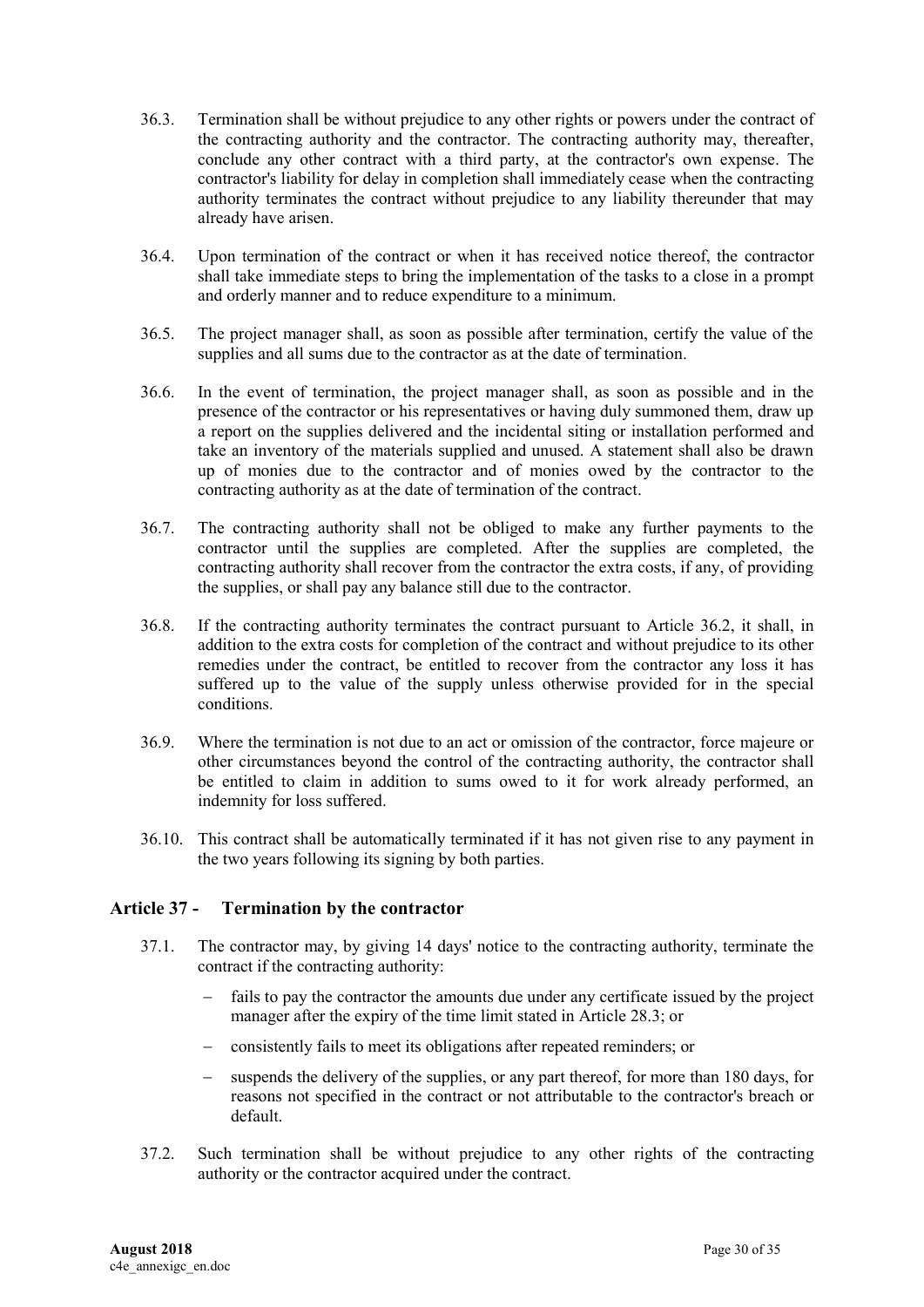36.3. Termination shall be without prejudice to any other rights or powers under the contract of the contracting authority and the contractor. The contracting authority may, thereafter, conclude any other contract with a third party, at the contractor's own expense. The contractor's liability for delay in completion shall immediately cease when the contracting authority terminates the contract without prejudice to any liability thereunder that may already have arisen.

36.4. Upon termination of the contract or when it has received notice thereof, the contractor shall take immediate steps to bring the implementation of the tasks to a close in a prompt and orderly manner and to reduce expenditure to a minimum.

36.5. The project manager shall, as soon as possible after termination, certify the value of the supplies and all sums due to the contractor as at the date of termination.

36.6. In the event of termination, the project manager shall, as soon as possible and in the presence of the contractor or his representatives or having duly summoned them, draw up a report on the supplies delivered and the incidental siting or installation performed and take an inventory of the materials supplied and unused. A statement shall also be drawn up of monies due to the contractor and of monies owed by the contractor to the contracting authority as at the date of termination of the contract.

36.7. The contracting authority shall not be obliged to make any further payments to the contractor until the supplies are completed. After the supplies are completed, the contracting authority shall recover from the contractor the extra costs, if any, of providing the supplies, or shall pay any balance still due to the contractor.

36.8. If the contracting authority terminates the contract pursuant to Article 36.2, it shall, in addition to the extra costs for completion of the contract and without prejudice to its other remedies under the contract, be entitled to recover from the contractor any loss it has suffered up to the value of the supply unless otherwise provided for in the special conditions.

36.9. Where the termination is not due to an act or omission of the contractor, force majeure or other circumstances beyond the control of the contracting authority, the contractor shall be entitled to claim in addition to sums owed to it for work already performed, an indemnity for loss suffered.

36.10. This contract shall be automatically terminated if it has not given rise to any payment in the two years following its signing by both parties.

## Article 37 - Termination by the contractor

37.1. The contractor may, by giving 14 days' notice to the contracting authority, terminate the contract if the contracting authority:

- fails to pay the contractor the amounts due under any certificate issued by the project manager after the expiry of the time limit stated in Article 28.3; or
- consistently fails to meet its obligations after repeated reminders; or
- suspends the delivery of the supplies, or any part thereof, for more than 180 days, for reasons not specified in the contract or not attributable to the contractor's breach or default.

37.2. Such termination shall be without prejudice to any other rights of the contracting authority or the contractor acquired under the contract.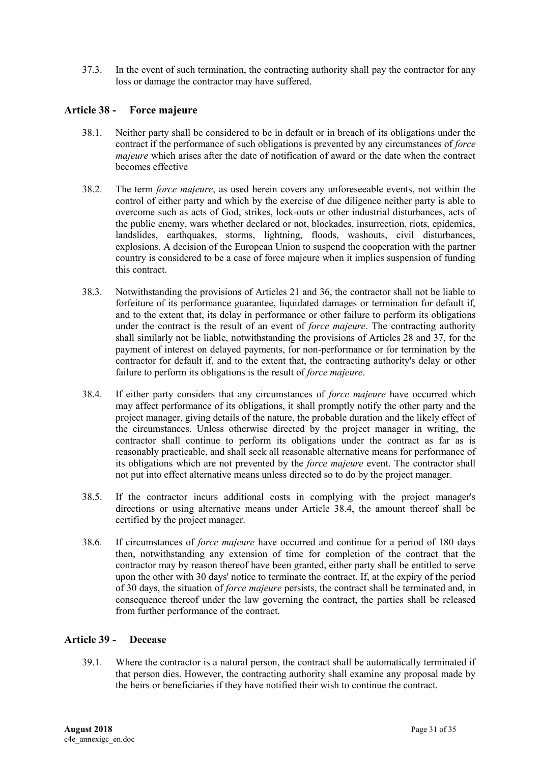37.3. In the event of such termination, the contracting authority shall pay the contractor for any loss or damage the contractor may have suffered.

## Article 38 - Force majeure

38.1. Neither party shall be considered to be in default or in breach of its obligations under the contract if the performance of such obligations is prevented by any circumstances of *force majeure* which arises after the date of notification of award or the date when the contract becomes effective

38.2. The term *force majeure*, as used herein covers any unforeseeable events, not within the control of either party and which by the exercise of due diligence neither party is able to overcome such as acts of God, strikes, lock-outs or other industrial disturbances, acts of the public enemy, wars whether declared or not, blockades, insurrection, riots, epidemics, landslides, earthquakes, storms, lightning, floods, washouts, civil disturbances, explosions. A decision of the European Union to suspend the cooperation with the partner country is considered to be a case of force majeure when it implies suspension of funding this contract.

38.3. Notwithstanding the provisions of Articles 21 and 36, the contractor shall not be liable to forfeiture of its performance guarantee, liquidated damages or termination for default if, and to the extent that, its delay in performance or other failure to perform its obligations under the contract is the result of an event of *force majeure*. The contracting authority shall similarly not be liable, notwithstanding the provisions of Articles 28 and 37, for the payment of interest on delayed payments, for non-performance or for termination by the contractor for default if, and to the extent that, the contracting authority's delay or other failure to perform its obligations is the result of *force majeure*.

38.4. If either party considers that any circumstances of *force majeure* have occurred which may affect performance of its obligations, it shall promptly notify the other party and the project manager, giving details of the nature, the probable duration and the likely effect of the circumstances. Unless otherwise directed by the project manager in writing, the contractor shall continue to perform its obligations under the contract as far as is reasonably practicable, and shall seek all reasonable alternative means for performance of its obligations which are not prevented by the *force majeure* event. The contractor shall not put into effect alternative means unless directed so to do by the project manager.

38.5. If the contractor incurs additional costs in complying with the project manager's directions or using alternative means under Article 38.4, the amount thereof shall be certified by the project manager.

38.6. If circumstances of *force majeure* have occurred and continue for a period of 180 days then, notwithstanding any extension of time for completion of the contract that the contractor may by reason thereof have been granted, either party shall be entitled to serve upon the other with 30 days' notice to terminate the contract. If, at the expiry of the period of 30 days, the situation of *force majeure* persists, the contract shall be terminated and, in consequence thereof under the law governing the contract, the parties shall be released from further performance of the contract.

## Article 39 - Decease

39.1. Where the contractor is a natural person, the contract shall be automatically terminated if that person dies. However, the contracting authority shall examine any proposal made by the heirs or beneficiaries if they have notified their wish to continue the contract.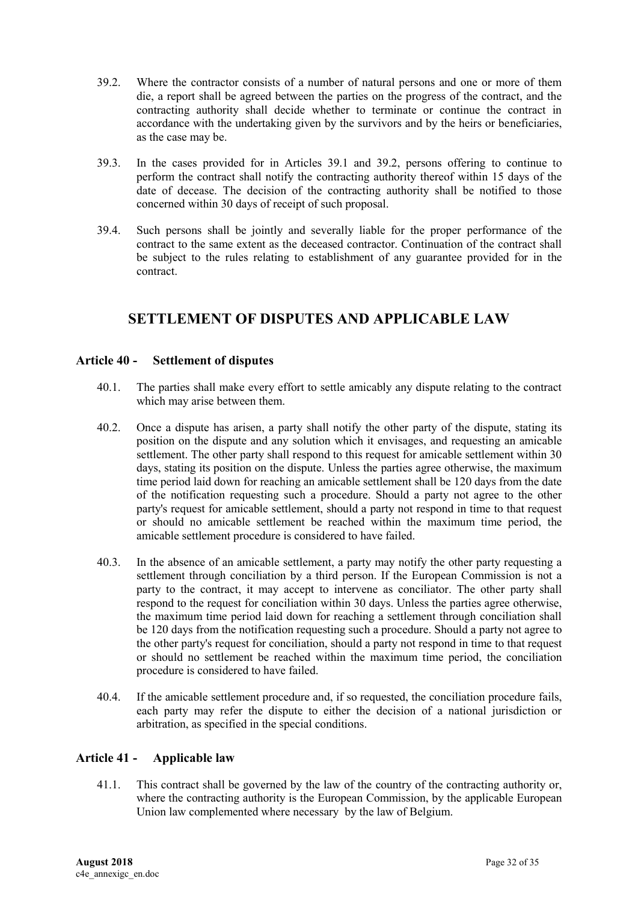39.2. Where the contractor consists of a number of natural persons and one or more of them die, a report shall be agreed between the parties on the progress of the contract, and the contracting authority shall decide whether to terminate or continue the contract in accordance with the undertaking given by the survivors and by the heirs or beneficiaries, as the case may be.

39.3. In the cases provided for in Articles 39.1 and 39.2, persons offering to continue to perform the contract shall notify the contracting authority thereof within 15 days of the date of decease. The decision of the contracting authority shall be notified to those concerned within 30 days of receipt of such proposal.

39.4. Such persons shall be jointly and severally liable for the proper performance of the contract to the same extent as the deceased contractor. Continuation of the contract shall be subject to the rules relating to establishment of any guarantee provided for in the contract.

## SETTLEMENT OF DISPUTES AND APPLICABLE LAW

### Article 40 - Settlement of disputes

40.1. The parties shall make every effort to settle amicably any dispute relating to the contract which may arise between them.

40.2. Once a dispute has arisen, a party shall notify the other party of the dispute, stating its position on the dispute and any solution which it envisages, and requesting an amicable settlement. The other party shall respond to this request for amicable settlement within 30 days, stating its position on the dispute. Unless the parties agree otherwise, the maximum time period laid down for reaching an amicable settlement shall be 120 days from the date of the notification requesting such a procedure. Should a party not agree to the other party's request for amicable settlement, should a party not respond in time to that request or should no amicable settlement be reached within the maximum time period, the amicable settlement procedure is considered to have failed.

40.3. In the absence of an amicable settlement, a party may notify the other party requesting a settlement through conciliation by a third person. If the European Commission is not a party to the contract, it may accept to intervene as conciliator. The other party shall respond to the request for conciliation within 30 days. Unless the parties agree otherwise, the maximum time period laid down for reaching a settlement through conciliation shall be 120 days from the notification requesting such a procedure. Should a party not agree to the other party's request for conciliation, should a party not respond in time to that request or should no settlement be reached within the maximum time period, the conciliation procedure is considered to have failed.

40.4. If the amicable settlement procedure and, if so requested, the conciliation procedure fails, each party may refer the dispute to either the decision of a national jurisdiction or arbitration, as specified in the special conditions.

### Article 41 - Applicable law

41.1. This contract shall be governed by the law of the country of the contracting authority or, where the contracting authority is the European Commission, by the applicable European Union law complemented where necessary by the law of Belgium.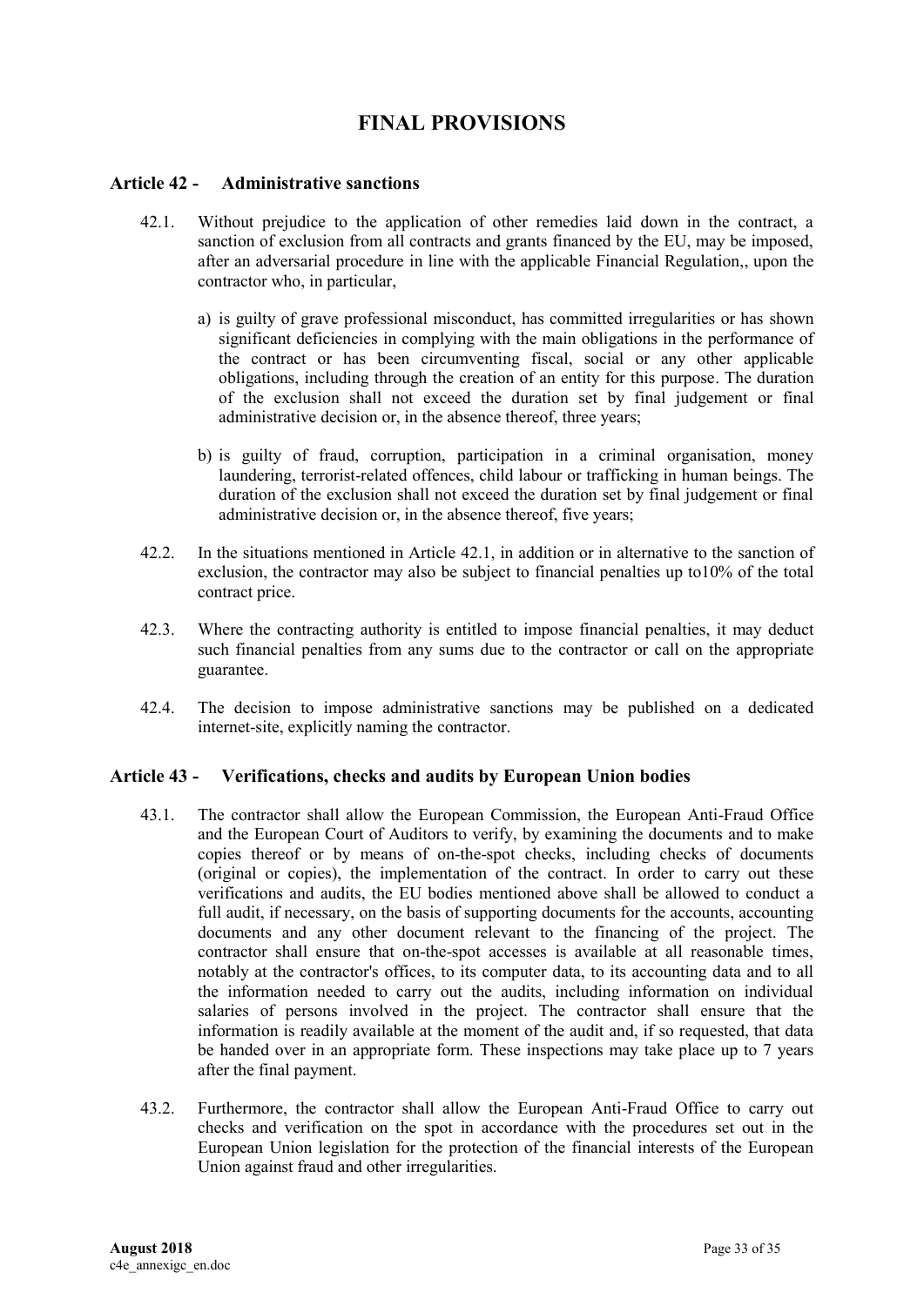# FINAL PROVISIONS

## Article 42 - Administrative sanctions

42.1. Without prejudice to the application of other remedies laid down in the contract, a sanction of exclusion from all contracts and grants financed by the EU, may be imposed, after an adversarial procedure in line with the applicable Financial Regulation,, upon the contractor who, in particular,

a) is guilty of grave professional misconduct, has committed irregularities or has shown significant deficiencies in complying with the main obligations in the performance of the contract or has been circumventing fiscal, social or any other applicable obligations, including through the creation of an entity for this purpose. The duration of the exclusion shall not exceed the duration set by final judgement or final administrative decision or, in the absence thereof, three years;

b) is guilty of fraud, corruption, participation in a criminal organisation, money laundering, terrorist-related offences, child labour or trafficking in human beings. The duration of the exclusion shall not exceed the duration set by final judgement or final administrative decision or, in the absence thereof, five years;

42.2. In the situations mentioned in Article 42.1, in addition or in alternative to the sanction of exclusion, the contractor may also be subject to financial penalties up to10% of the total contract price.

42.3. Where the contracting authority is entitled to impose financial penalties, it may deduct such financial penalties from any sums due to the contractor or call on the appropriate guarantee.

42.4. The decision to impose administrative sanctions may be published on a dedicated internet-site, explicitly naming the contractor.

## Article 43 - Verifications, checks and audits by European Union bodies

43.1. The contractor shall allow the European Commission, the European Anti-Fraud Office and the European Court of Auditors to verify, by examining the documents and to make copies thereof or by means of on-the-spot checks, including checks of documents (original or copies), the implementation of the contract. In order to carry out these verifications and audits, the EU bodies mentioned above shall be allowed to conduct a full audit, if necessary, on the basis of supporting documents for the accounts, accounting documents and any other document relevant to the financing of the project. The contractor shall ensure that on-the-spot accesses is available at all reasonable times, notably at the contractor's offices, to its computer data, to its accounting data and to all the information needed to carry out the audits, including information on individual salaries of persons involved in the project. The contractor shall ensure that the information is readily available at the moment of the audit and, if so requested, that data be handed over in an appropriate form. These inspections may take place up to 7 years after the final payment.

43.2. Furthermore, the contractor shall allow the European Anti-Fraud Office to carry out checks and verification on the spot in accordance with the procedures set out in the European Union legislation for the protection of the financial interests of the European Union against fraud and other irregularities.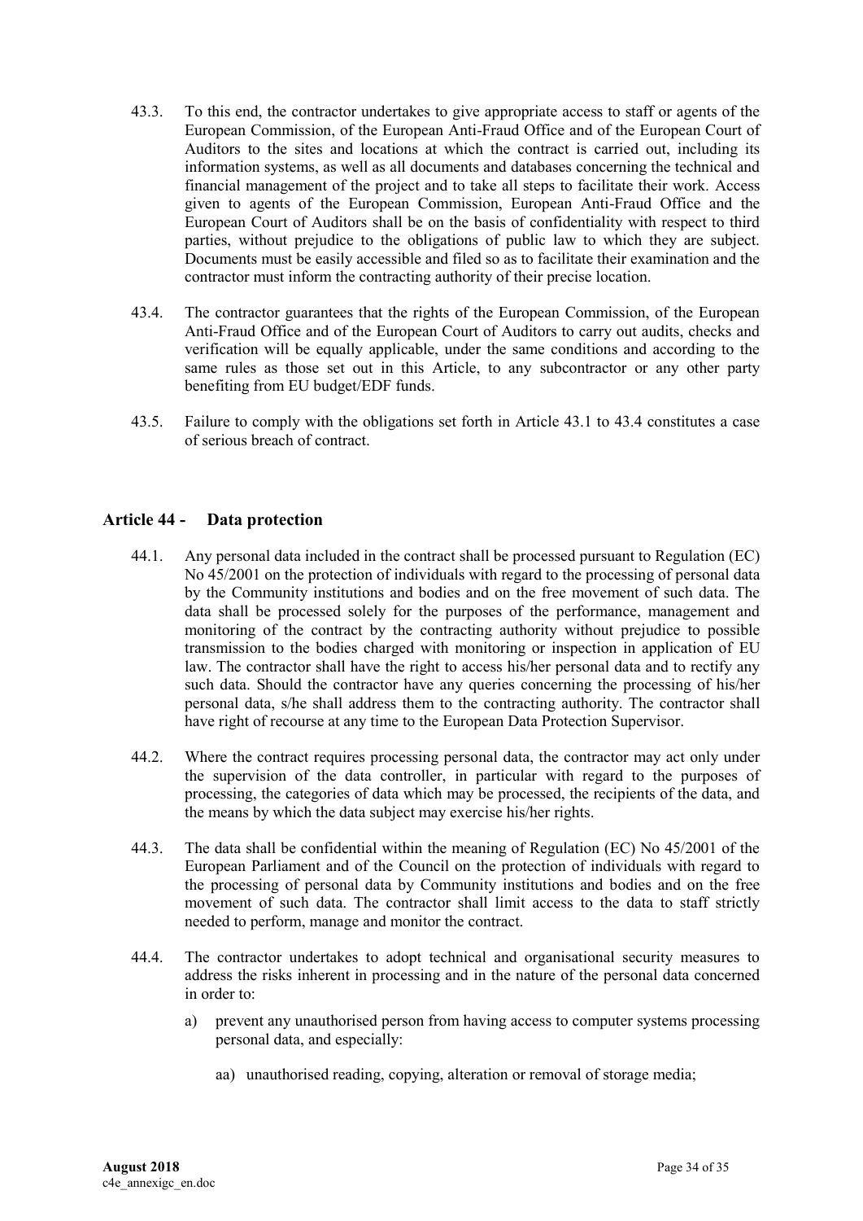43.3. To this end, the contractor undertakes to give appropriate access to staff or agents of the European Commission, of the European Anti-Fraud Office and of the European Court of Auditors to the sites and locations at which the contract is carried out, including its information systems, as well as all documents and databases concerning the technical and financial management of the project and to take all steps to facilitate their work. Access given to agents of the European Commission, European Anti-Fraud Office and the European Court of Auditors shall be on the basis of confidentiality with respect to third parties, without prejudice to the obligations of public law to which they are subject. Documents must be easily accessible and filed so as to facilitate their examination and the contractor must inform the contracting authority of their precise location.

43.4. The contractor guarantees that the rights of the European Commission, of the European Anti-Fraud Office and of the European Court of Auditors to carry out audits, checks and verification will be equally applicable, under the same conditions and according to the same rules as those set out in this Article, to any subcontractor or any other party benefiting from EU budget/EDF funds.

43.5. Failure to comply with the obligations set forth in Article 43.1 to 43.4 constitutes a case of serious breach of contract.

## Article 44 - Data protection

44.1. Any personal data included in the contract shall be processed pursuant to Regulation (EC) No 45/2001 on the protection of individuals with regard to the processing of personal data by the Community institutions and bodies and on the free movement of such data. The data shall be processed solely for the purposes of the performance, management and monitoring of the contract by the contracting authority without prejudice to possible transmission to the bodies charged with monitoring or inspection in application of EU law. The contractor shall have the right to access his/her personal data and to rectify any such data. Should the contractor have any queries concerning the processing of his/her personal data, s/he shall address them to the contracting authority. The contractor shall have right of recourse at any time to the European Data Protection Supervisor.

44.2. Where the contract requires processing personal data, the contractor may act only under the supervision of the data controller, in particular with regard to the purposes of processing, the categories of data which may be processed, the recipients of the data, and the means by which the data subject may exercise his/her rights.

44.3. The data shall be confidential within the meaning of Regulation (EC) No 45/2001 of the European Parliament and of the Council on the protection of individuals with regard to the processing of personal data by Community institutions and bodies and on the free movement of such data. The contractor shall limit access to the data to staff strictly needed to perform, manage and monitor the contract.

44.4. The contractor undertakes to adopt technical and organisational security measures to address the risks inherent in processing and in the nature of the personal data concerned in order to:

a) prevent any unauthorised person from having access to computer systems processing personal data, and especially:

   aa) unauthorised reading, copying, alteration or removal of storage media;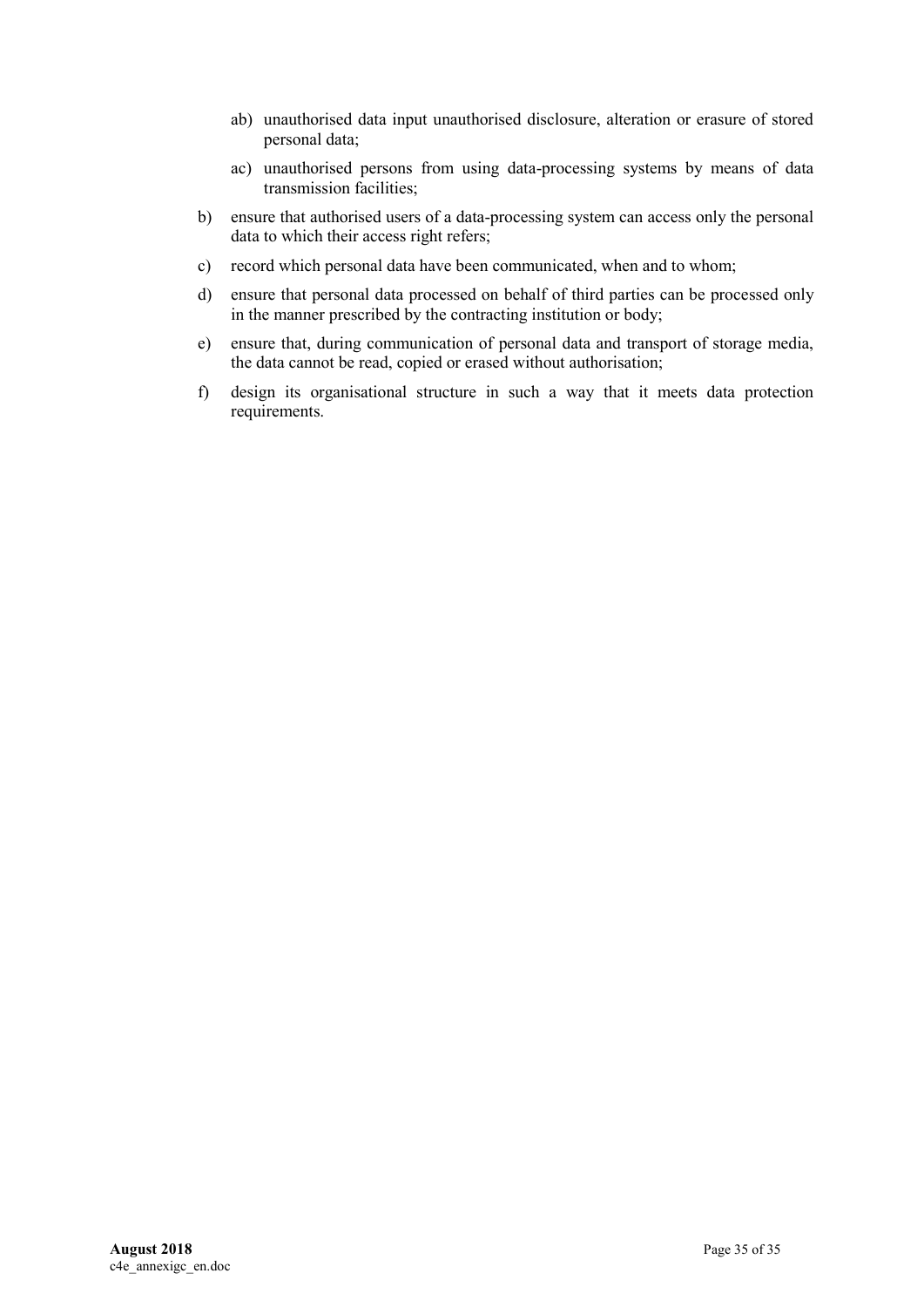- ab) unauthorised data input unauthorised disclosure, alteration or erasure of stored personal data;
- ac) unauthorised persons from using data-processing systems by means of data transmission facilities;

b) ensure that authorised users of a data-processing system can access only the personal data to which their access right refers;

c) record which personal data have been communicated, when and to whom;

d) ensure that personal data processed on behalf of third parties can be processed only in the manner prescribed by the contracting institution or body;

e) ensure that, during communication of personal data and transport of storage media, the data cannot be read, copied or erased without authorisation;

f) design its organisational structure in such a way that it meets data protection requirements.